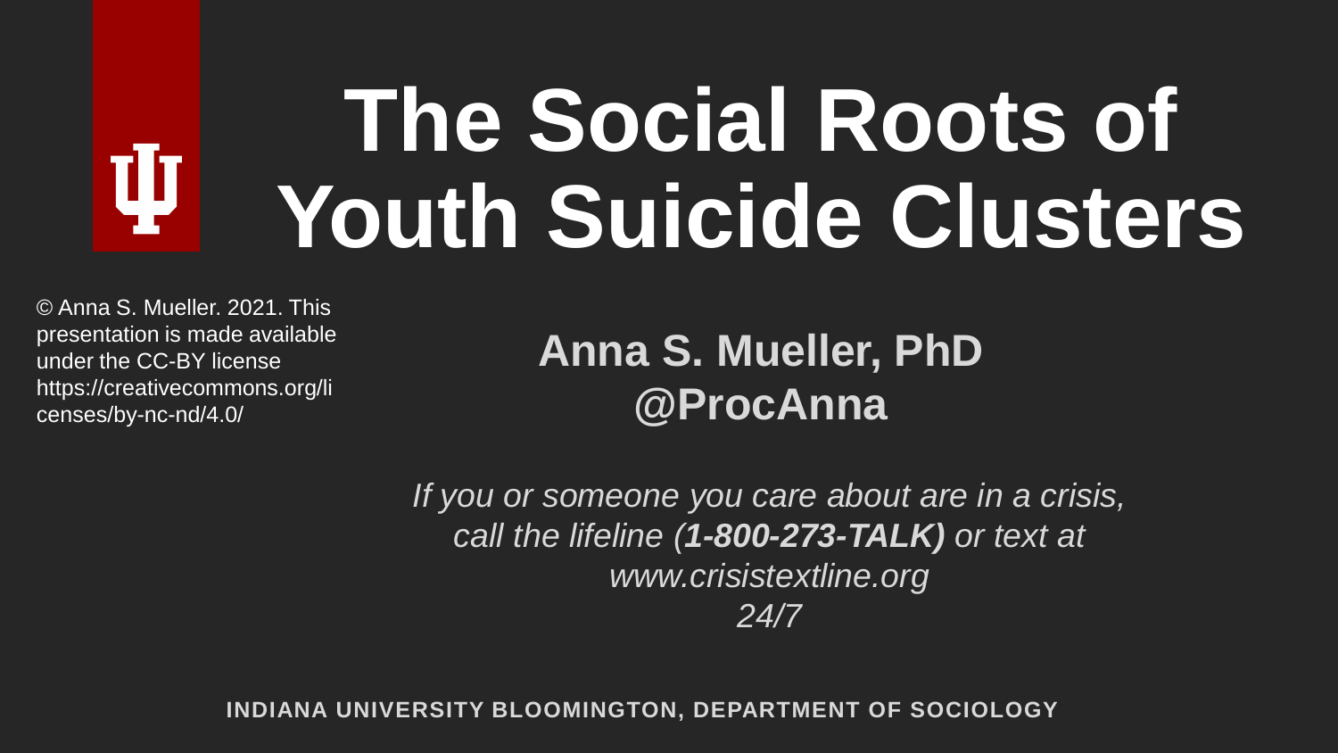# The Social Roots of Youth Suicide Clusters

© Anna S. Mueller. 2021. This presentation is made available under the CC-BY license https://creativecommons.org/licenses/by-nc-nd/4.0/

## Anna S. Mueller, PhD
## @ProcAnna

*If you or someone you care about are in a crisis, call the lifeline (**1-800-273-TALK)** or text at www.crisistextline.org 24/7*

**INDIANA UNIVERSITY BLOOMINGTON, DEPARTMENT OF SOCIOLOGY**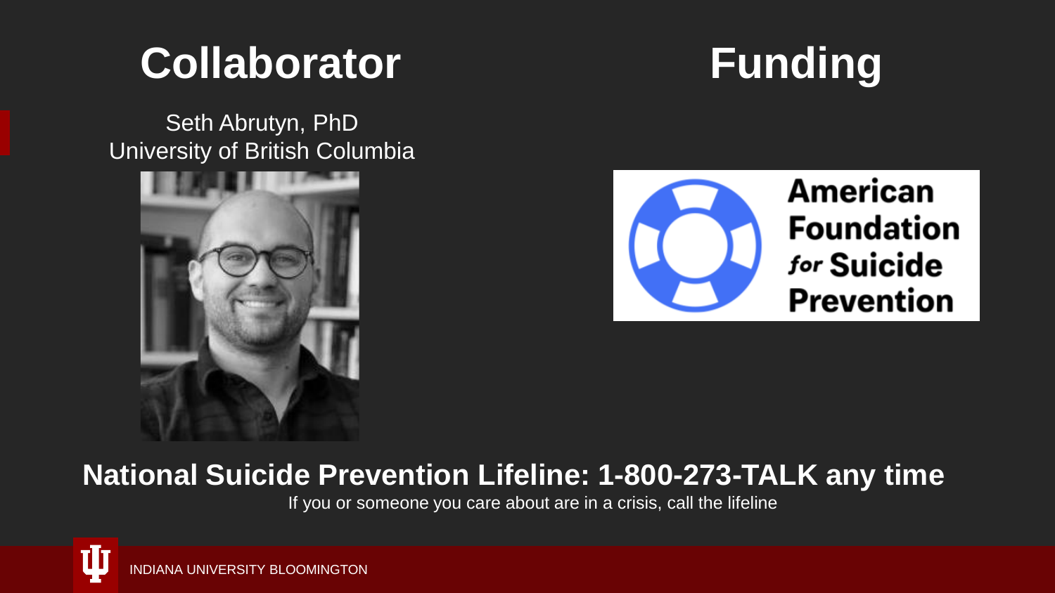# Collaborator

Seth Abrutyn, PhD
University of British Columbia

# Funding

American Foundation *for* Suicide Prevention

**National Suicide Prevention Lifeline: 1-800-273-TALK any time**

If you or someone you care about are in a crisis, call the lifeline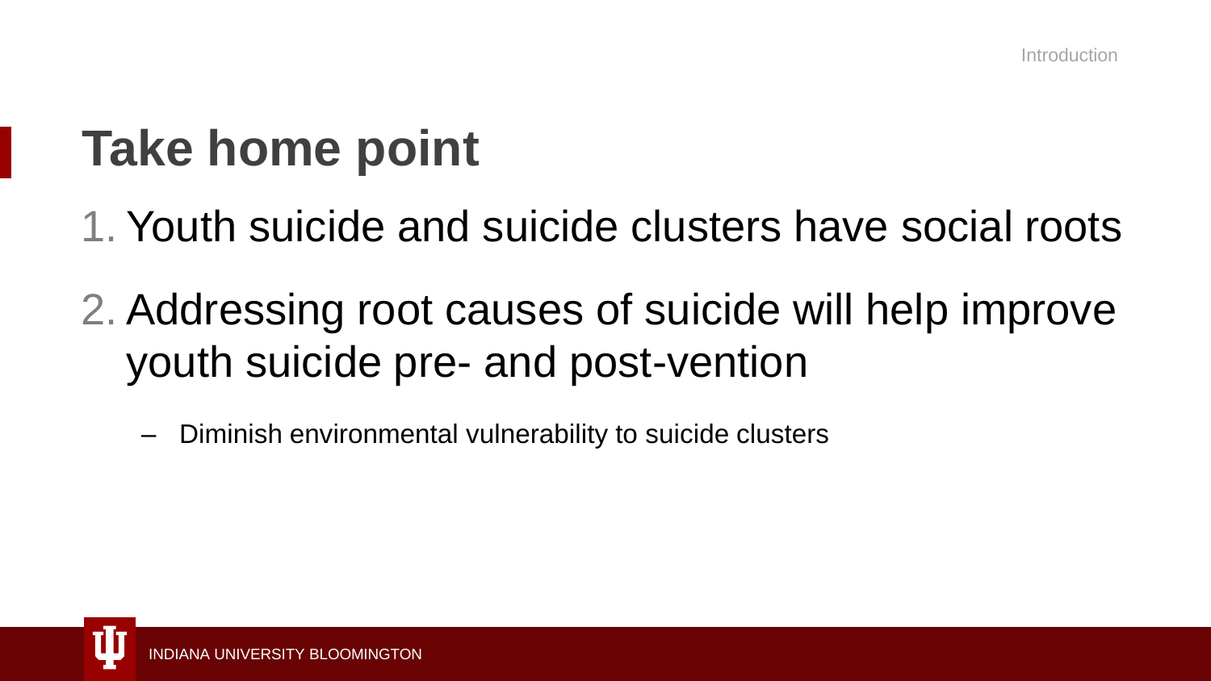# Take home point

1. Youth suicide and suicide clusters have social roots
2. Addressing root causes of suicide will help improve youth suicide pre- and post-vention
   - Diminish environmental vulnerability to suicide clusters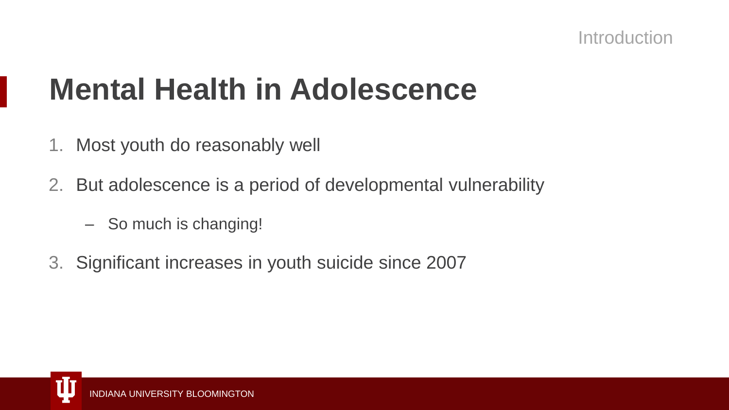# Mental Health in Adolescence

1. Most youth do reasonably well
2. But adolescence is a period of developmental vulnerability
   - So much is changing!
3. Significant increases in youth suicide since 2007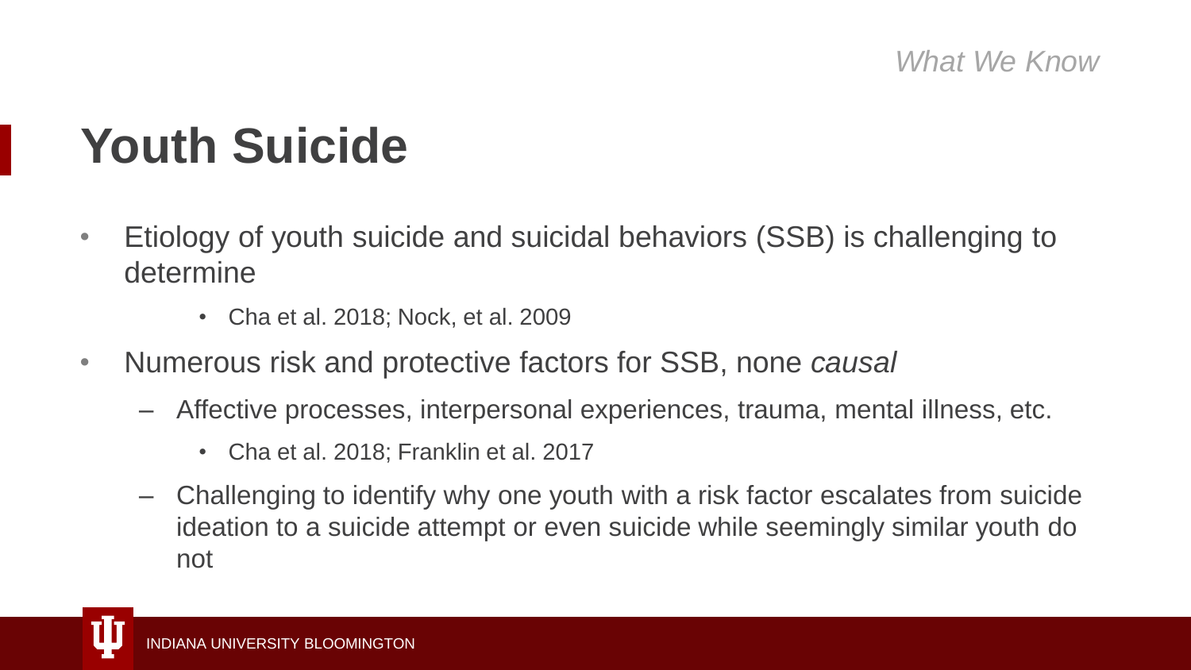*What We Know*

# Youth Suicide

- Etiology of youth suicide and suicidal behaviors (SSB) is challenging to determine
    - Cha et al. 2018; Nock, et al. 2009
- Numerous risk and protective factors for SSB, none *causal*
    - Affective processes, interpersonal experiences, trauma, mental illness, etc.
        - Cha et al. 2018; Franklin et al. 2017
    - Challenging to identify why one youth with a risk factor escalates from suicide ideation to a suicide attempt or even suicide while seemingly similar youth do not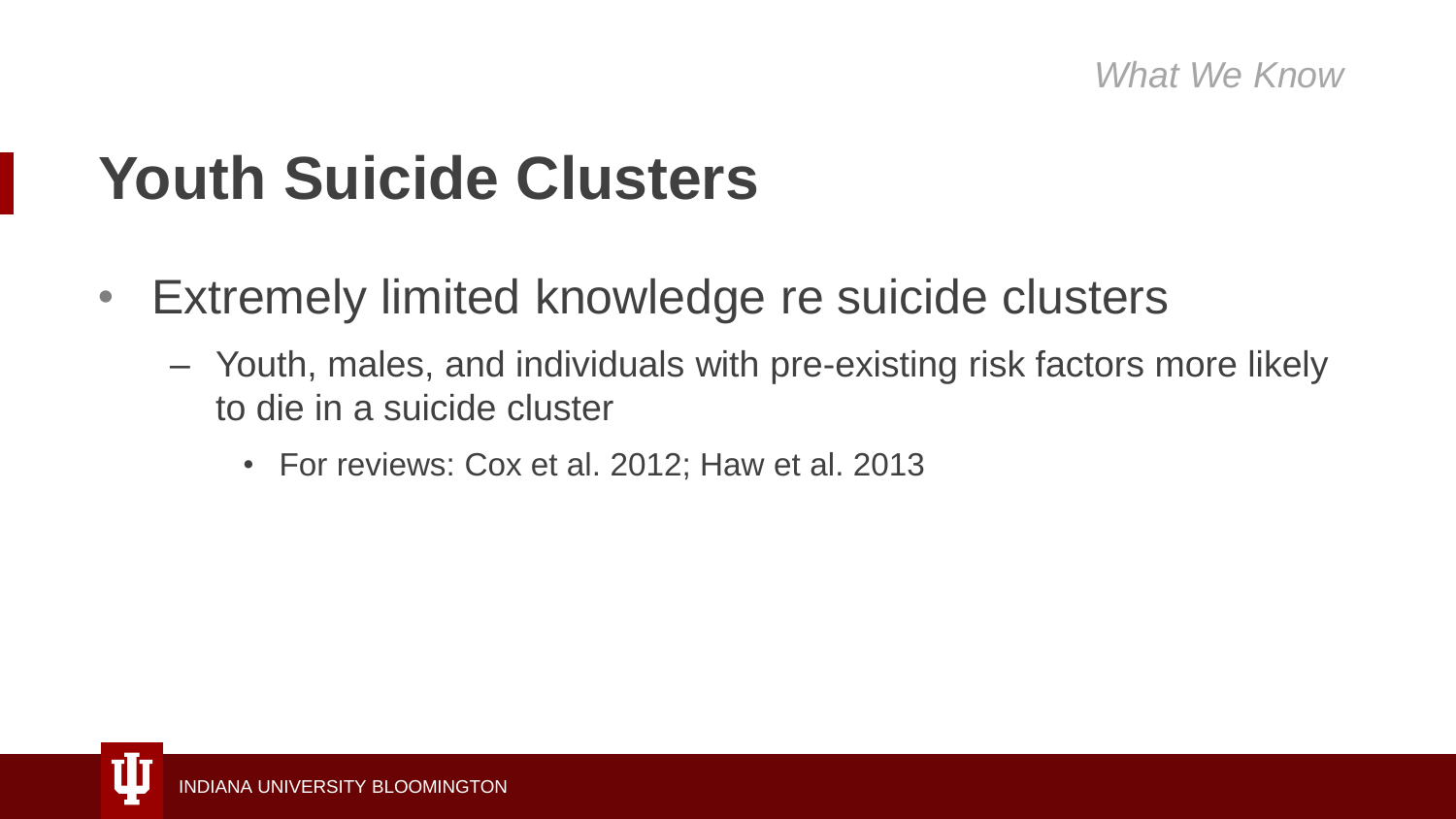*What We Know*

# Youth Suicide Clusters

- Extremely limited knowledge re suicide clusters
  - Youth, males, and individuals with pre-existing risk factors more likely to die in a suicide cluster
    - For reviews: Cox et al. 2012; Haw et al. 2013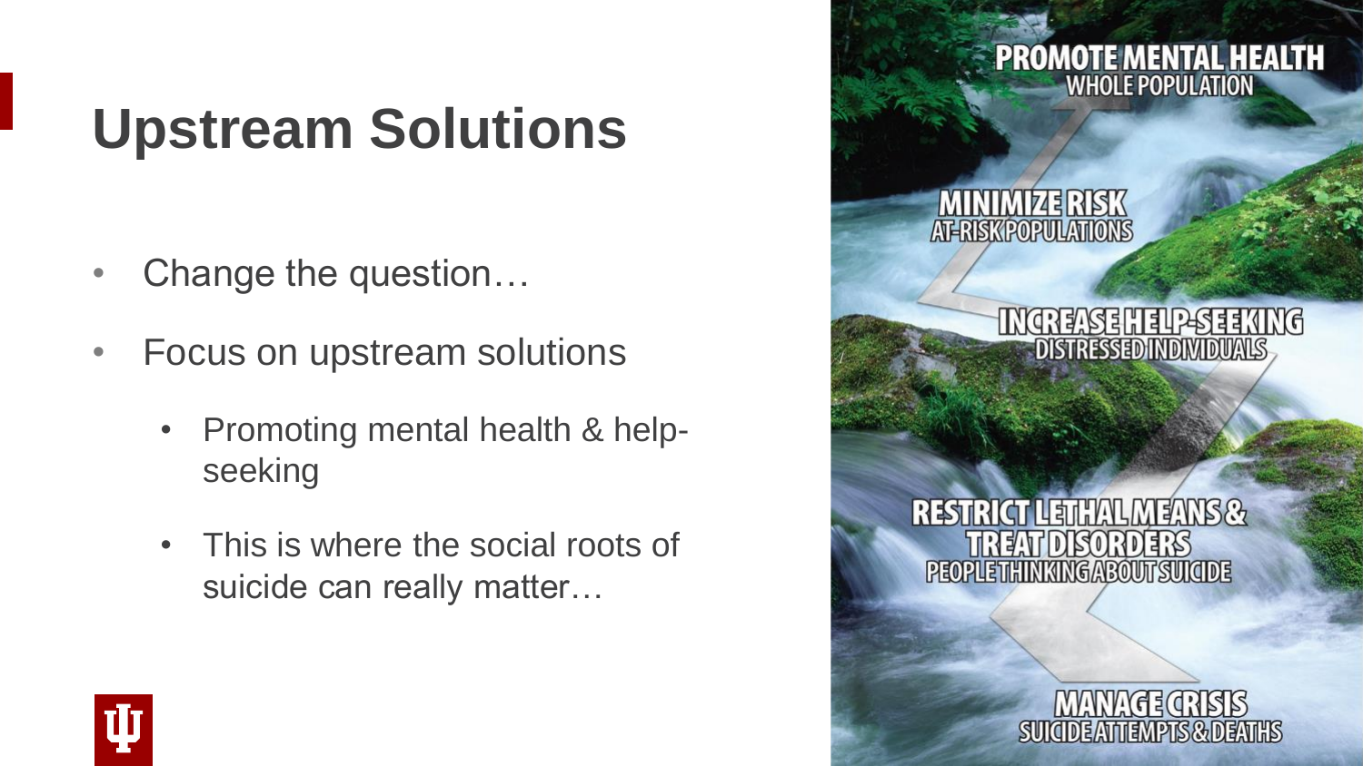# Upstream Solutions

- Change the question…
- Focus on upstream solutions
  - Promoting mental health & help-seeking
  - This is where the social roots of suicide can really matter…

**PROMOTE MENTAL HEALTH**
WHOLE POPULATION

**MINIMIZE RISK**
AT-RISK POPULATIONS

**INCREASE HELP-SEEKING**
DISTRESSED INDIVIDUALS

**RESTRICT LETHAL MEANS & TREAT DISORDERS**
PEOPLE THINKING ABOUT SUICIDE

**MANAGE CRISIS**
SUICIDE ATTEMPTS & DEATHS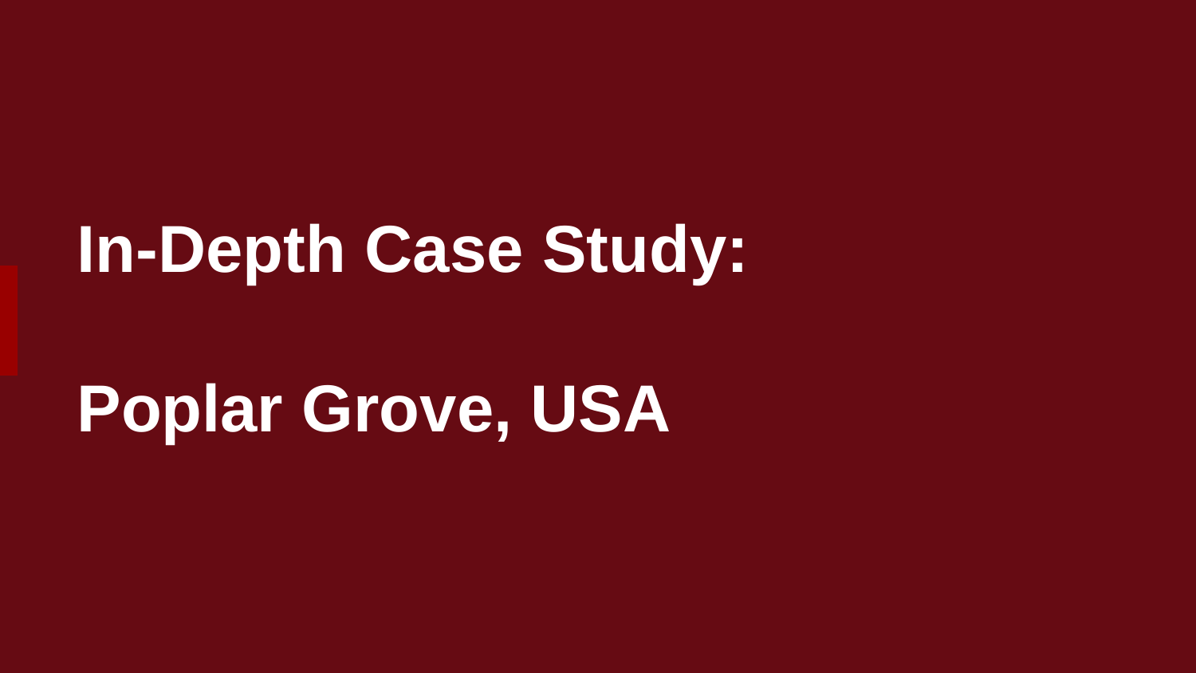# In-Depth Case Study:

# Poplar Grove, USA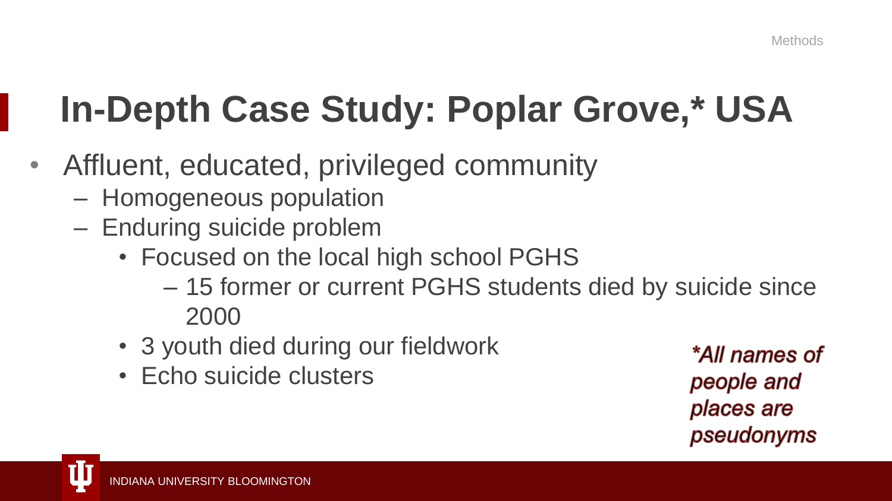# In-Depth Case Study: Poplar Grove,* USA

- Affluent, educated, privileged community
  - Homogeneous population
  - Enduring suicide problem
    - Focused on the local high school PGHS
      - 15 former or current PGHS students died by suicide since 2000
    - 3 youth died during our fieldwork
    - Echo suicide clusters

***All names of people and places are pseudonyms***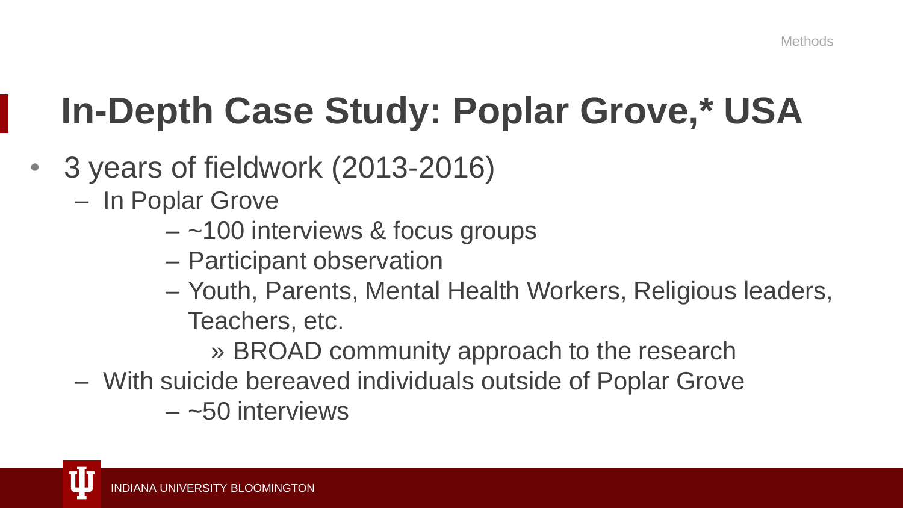# In-Depth Case Study: Poplar Grove,* USA

- 3 years of fieldwork (2013-2016)
  - In Poplar Grove
    - ~100 interviews & focus groups
    - Participant observation
    - Youth, Parents, Mental Health Workers, Religious leaders, Teachers, etc.
      - » BROAD community approach to the research
  - With suicide bereaved individuals outside of Poplar Grove
    - ~50 interviews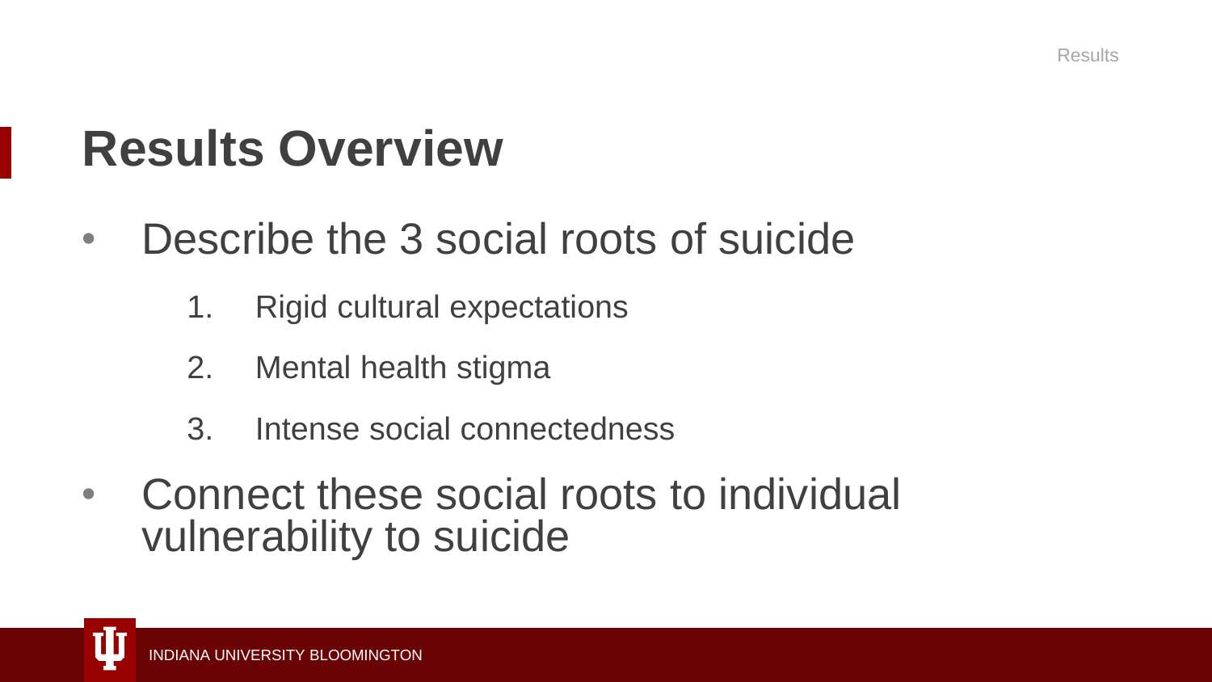# Results Overview

- Describe the 3 social roots of suicide
  1. Rigid cultural expectations
  2. Mental health stigma
  3. Intense social connectedness
- Connect these social roots to individual vulnerability to suicide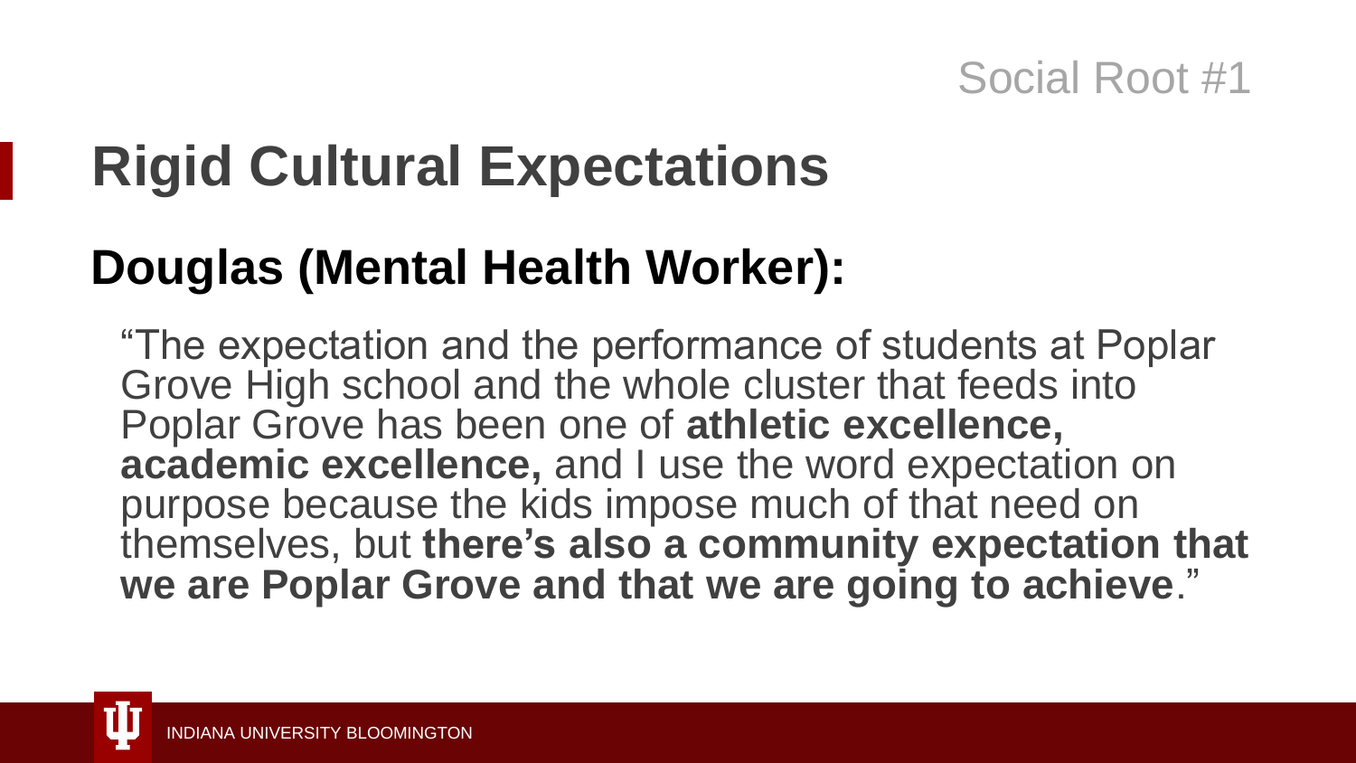Social Root #1

# Rigid Cultural Expectations

## Douglas (Mental Health Worker):

"The expectation and the performance of students at Poplar Grove High school and the whole cluster that feeds into Poplar Grove has been one of **athletic excellence, academic excellence,** and I use the word expectation on purpose because the kids impose much of that need on themselves, but **there's also a community expectation that we are Poplar Grove and that we are going to achieve**."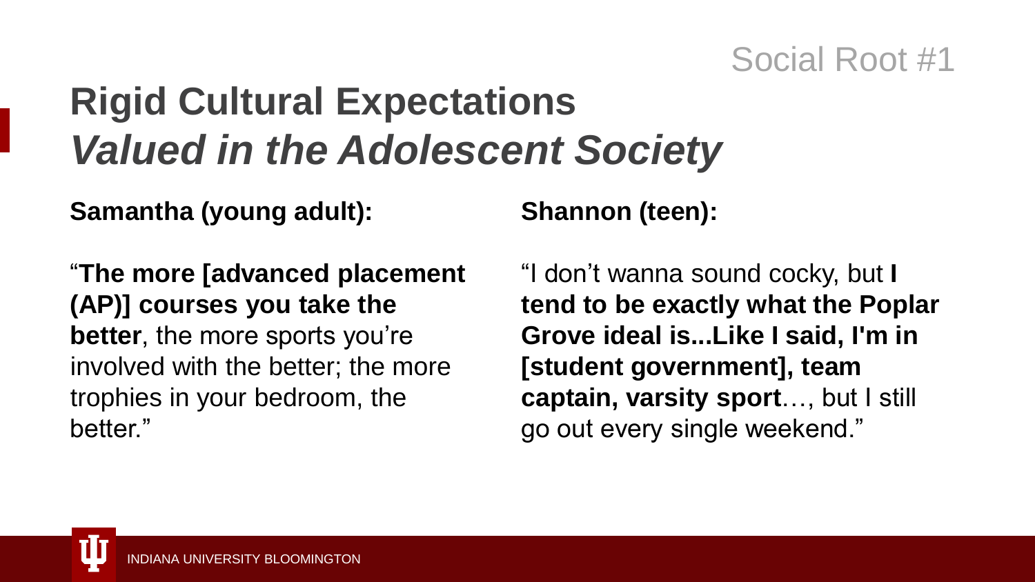Social Root #1

# Rigid Cultural Expectations *Valued in the Adolescent Society*

**Samantha (young adult):**

"**The more [advanced placement (AP)] courses you take the better**, the more sports you're involved with the better; the more trophies in your bedroom, the better."

**Shannon (teen):**

"I don't wanna sound cocky, but **I tend to be exactly what the Poplar Grove ideal is...Like I said, I'm in [student government], team captain, varsity sport**…, but I still go out every single weekend."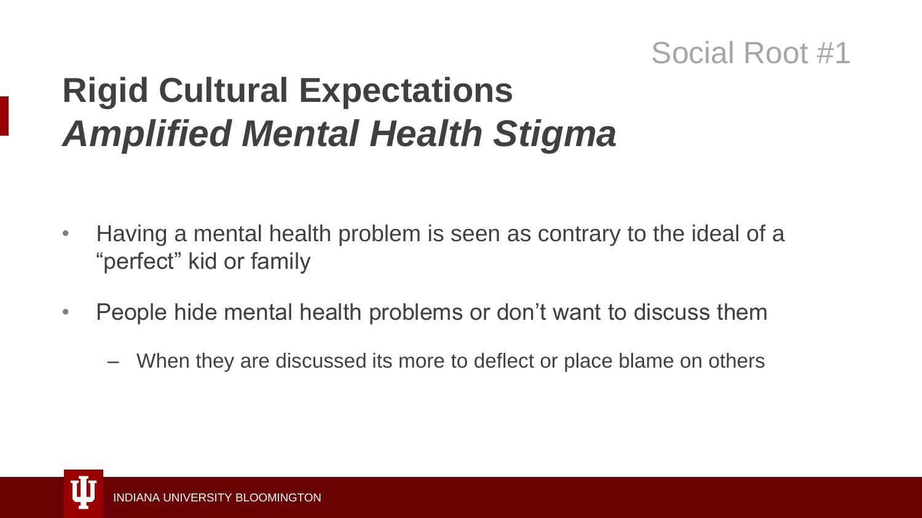Social Root #1

# Rigid Cultural Expectations
# *Amplified Mental Health Stigma*

- Having a mental health problem is seen as contrary to the ideal of a “perfect” kid or family
- People hide mental health problems or don’t want to discuss them
  - When they are discussed its more to deflect or place blame on others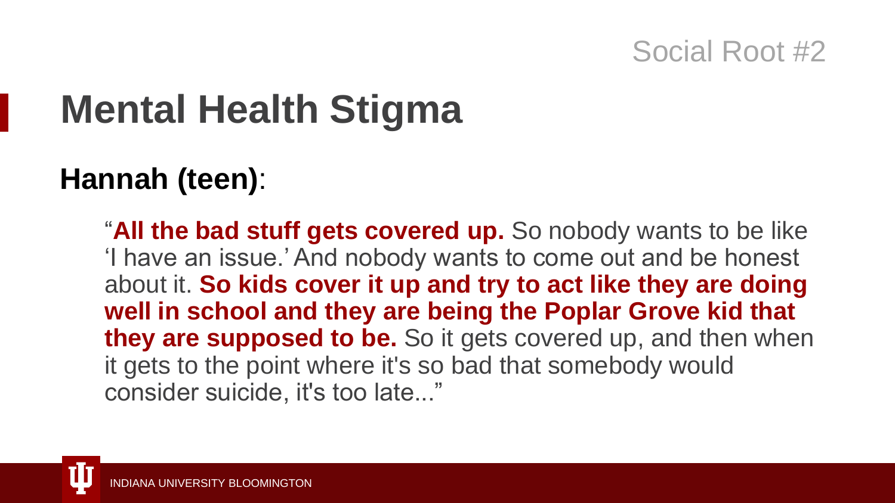Social Root #2

# Mental Health Stigma

## Hannah (teen):

"**All the bad stuff gets covered up.** So nobody wants to be like 'I have an issue.' And nobody wants to come out and be honest about it. **So kids cover it up and try to act like they are doing well in school and they are being the Poplar Grove kid that they are supposed to be.** So it gets covered up, and then when it gets to the point where it's so bad that somebody would consider suicide, it's too late..."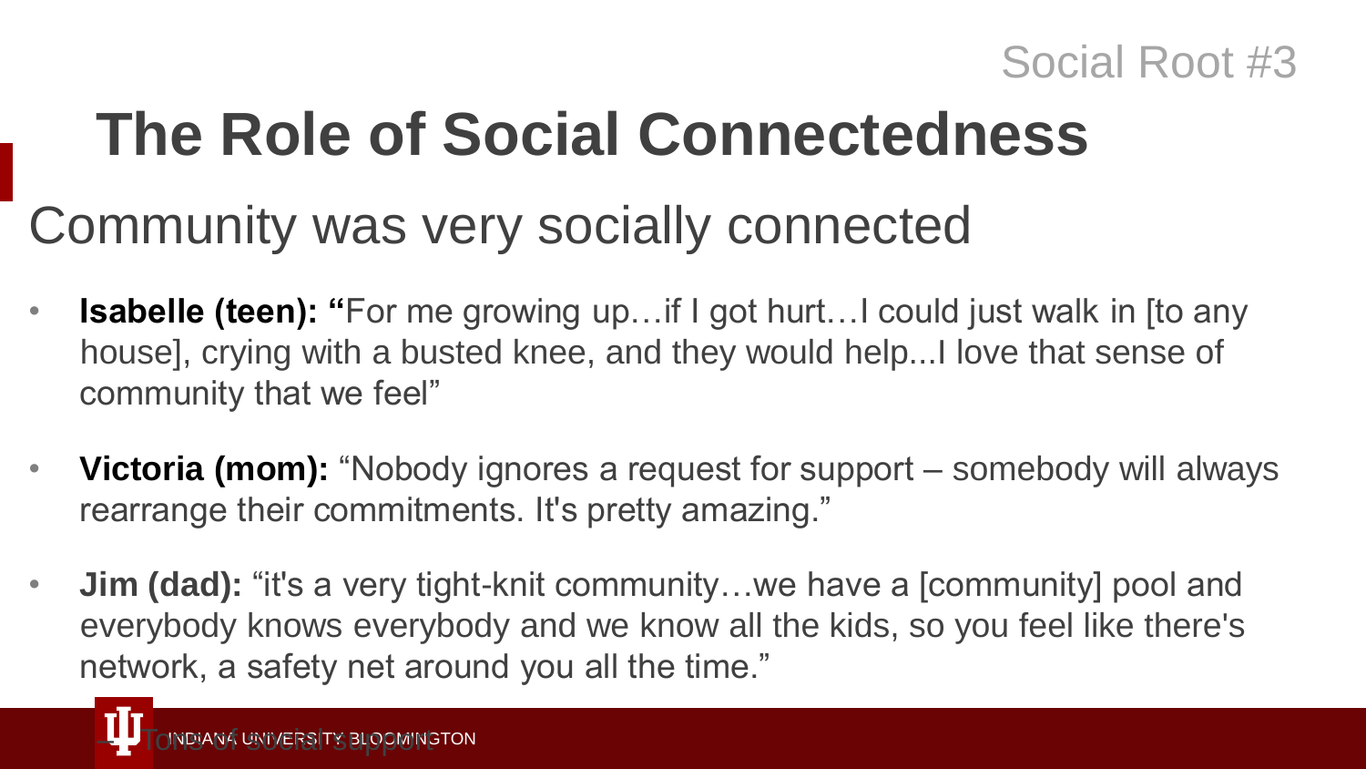Social Root #3

# The Role of Social Connectedness

## Community was very socially connected

- **Isabelle (teen): "**For me growing up…if I got hurt…I could just walk in [to any house], crying with a busted knee, and they would help...I love that sense of community that we feel"
- **Victoria (mom):** "Nobody ignores a request for support – somebody will always rearrange their commitments. It's pretty amazing."
- **Jim (dad):** "it's a very tight-knit community…we have a [community] pool and everybody knows everybody and we know all the kids, so you feel like there's network, a safety net around you all the time."

→ Tons of social support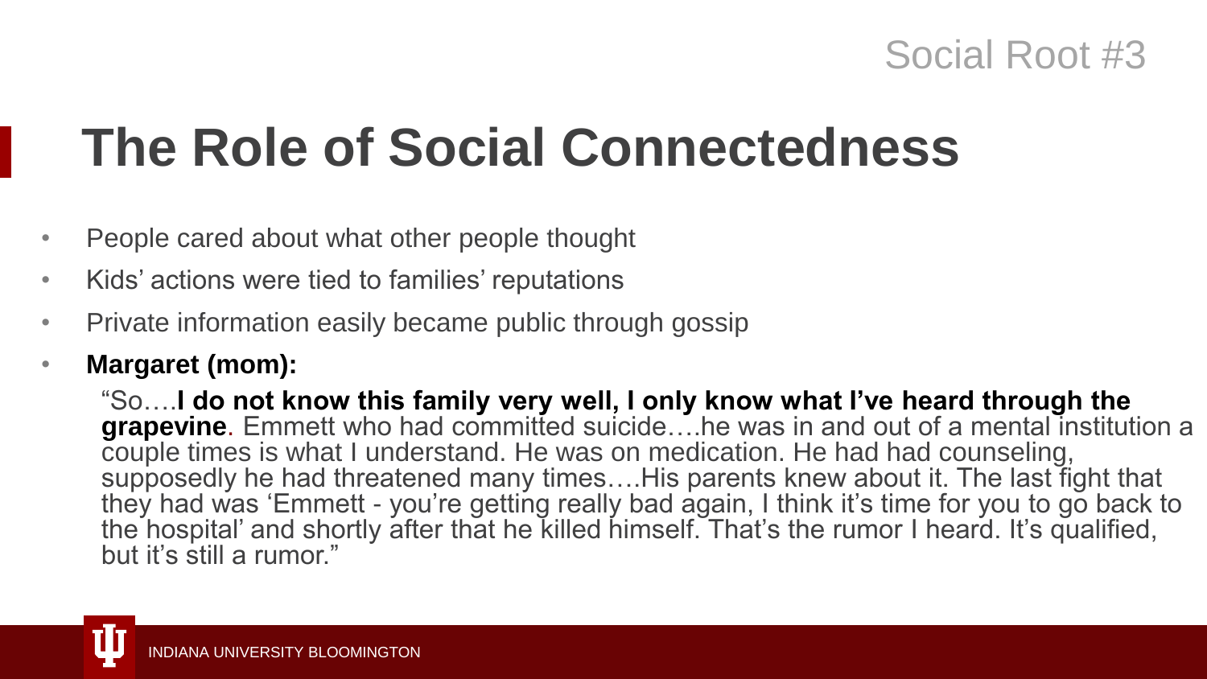Social Root #3

# The Role of Social Connectedness

- People cared about what other people thought
- Kids' actions were tied to families' reputations
- Private information easily became public through gossip
- **Margaret (mom):**

  "So….**I do not know this family very well, I only know what I've heard through the grapevine**. Emmett who had committed suicide….he was in and out of a mental institution a couple times is what I understand. He was on medication. He had had counseling, supposedly he had threatened many times….His parents knew about it. The last fight that they had was 'Emmett - you're getting really bad again, I think it's time for you to go back to the hospital' and shortly after that he killed himself. That's the rumor I heard. It's qualified, but it's still a rumor."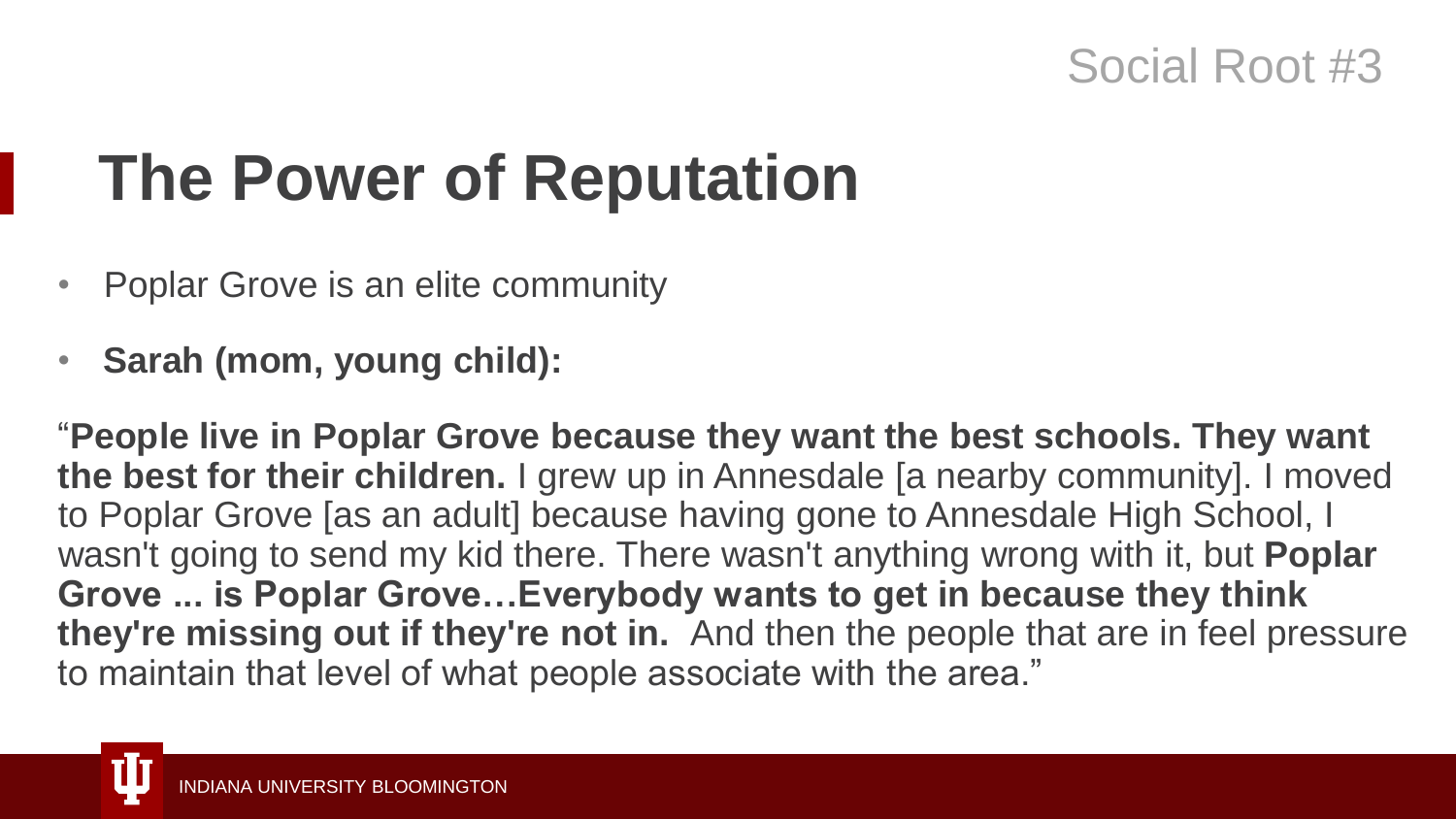Social Root #3

# The Power of Reputation

- Poplar Grove is an elite community
- **Sarah (mom, young child):**

"**People live in Poplar Grove because they want the best schools. They want the best for their children.** I grew up in Annesdale [a nearby community]. I moved to Poplar Grove [as an adult] because having gone to Annesdale High School, I wasn't going to send my kid there. There wasn't anything wrong with it, but **Poplar Grove ... is Poplar Grove…Everybody wants to get in because they think they're missing out if they're not in.** And then the people that are in feel pressure to maintain that level of what people associate with the area."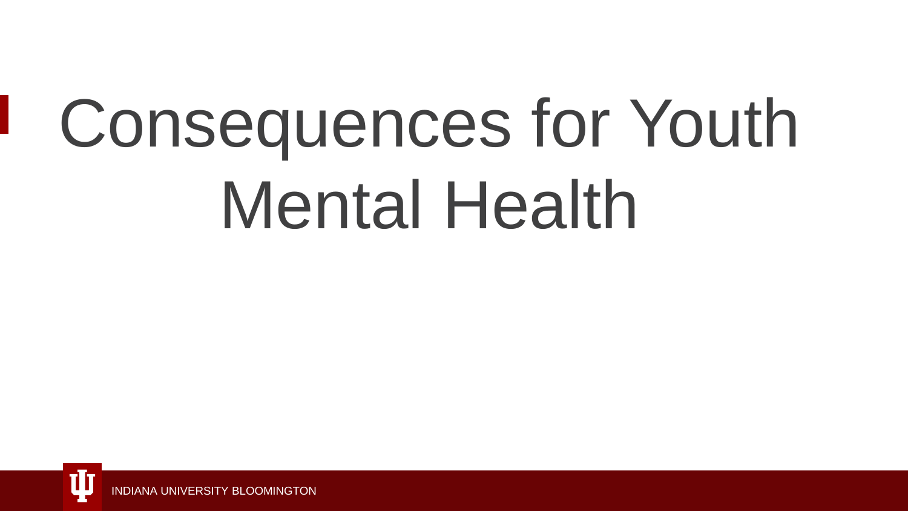# Consequences for Youth Mental Health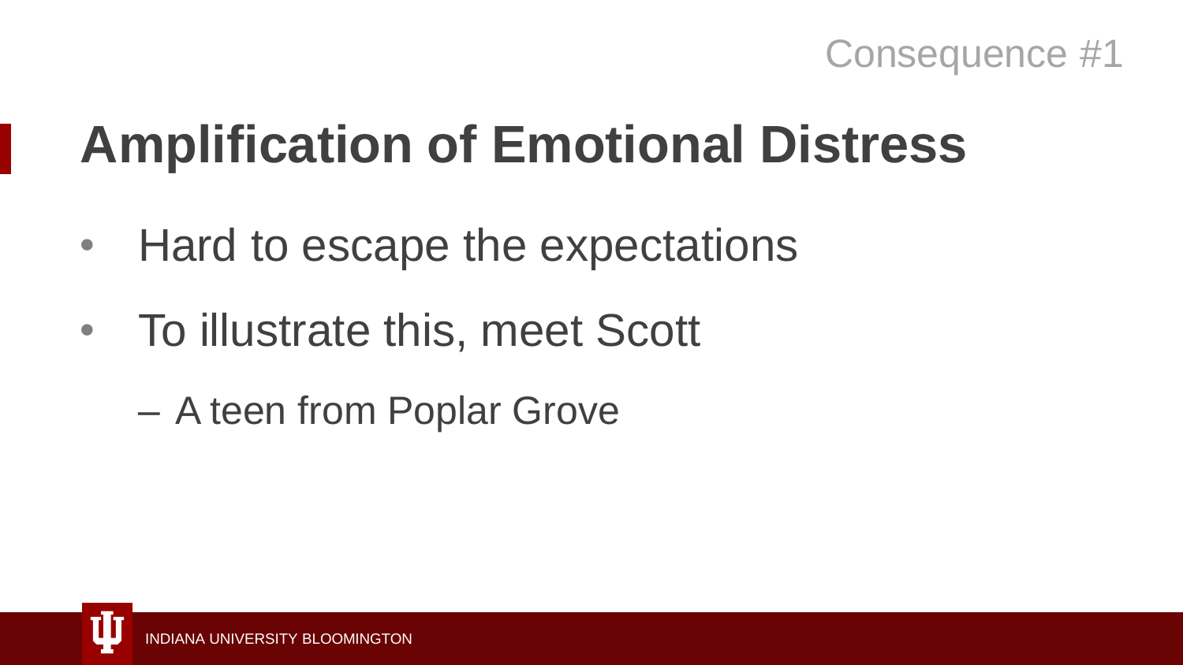Consequence #1

# Amplification of Emotional Distress

- Hard to escape the expectations
- To illustrate this, meet Scott
  - A teen from Poplar Grove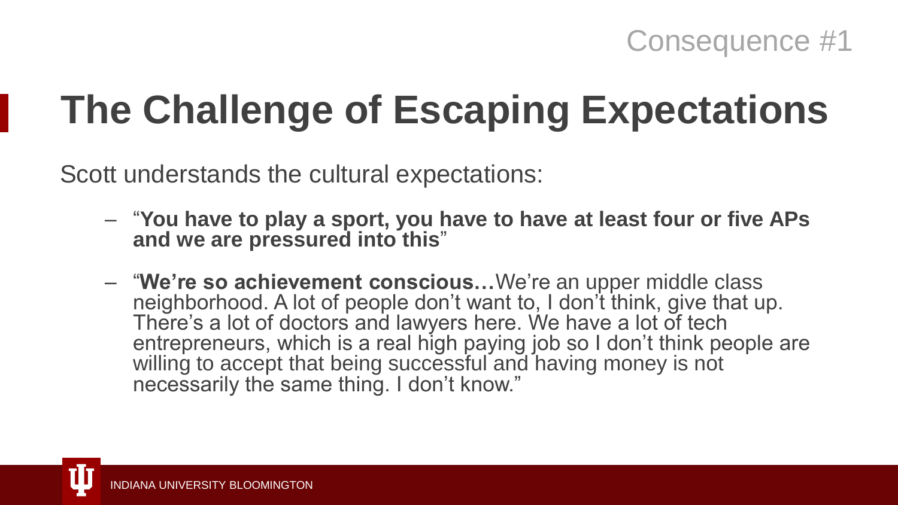Consequence #1

# The Challenge of Escaping Expectations

Scott understands the cultural expectations:

- "**You have to play a sport, you have to have at least four or five APs and we are pressured into this**"
- "**We're so achievement conscious…**We're an upper middle class neighborhood. A lot of people don't want to, I don't think, give that up. There's a lot of doctors and lawyers here. We have a lot of tech entrepreneurs, which is a real high paying job so I don't think people are willing to accept that being successful and having money is not necessarily the same thing. I don't know."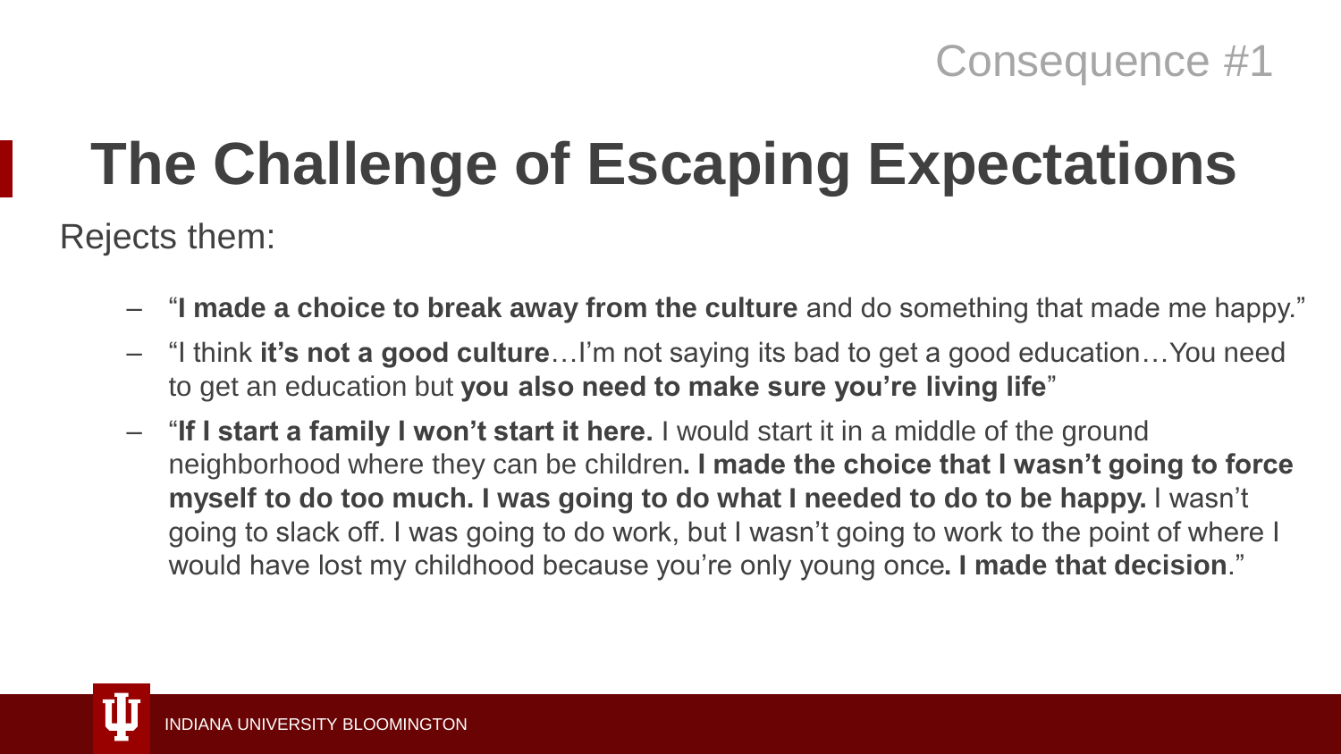Consequence #1

# The Challenge of Escaping Expectations

Rejects them:

- "**I made a choice to break away from the culture** and do something that made me happy."
- "I think **it's not a good culture**…I'm not saying its bad to get a good education…You need to get an education but **you also need to make sure you're living life**"
- "**If I start a family I won't start it here.** I would start it in a middle of the ground neighborhood where they can be children**. I made the choice that I wasn't going to force myself to do too much. I was going to do what I needed to do to be happy.** I wasn't going to slack off. I was going to do work, but I wasn't going to work to the point of where I would have lost my childhood because you're only young once**. I made that decision**."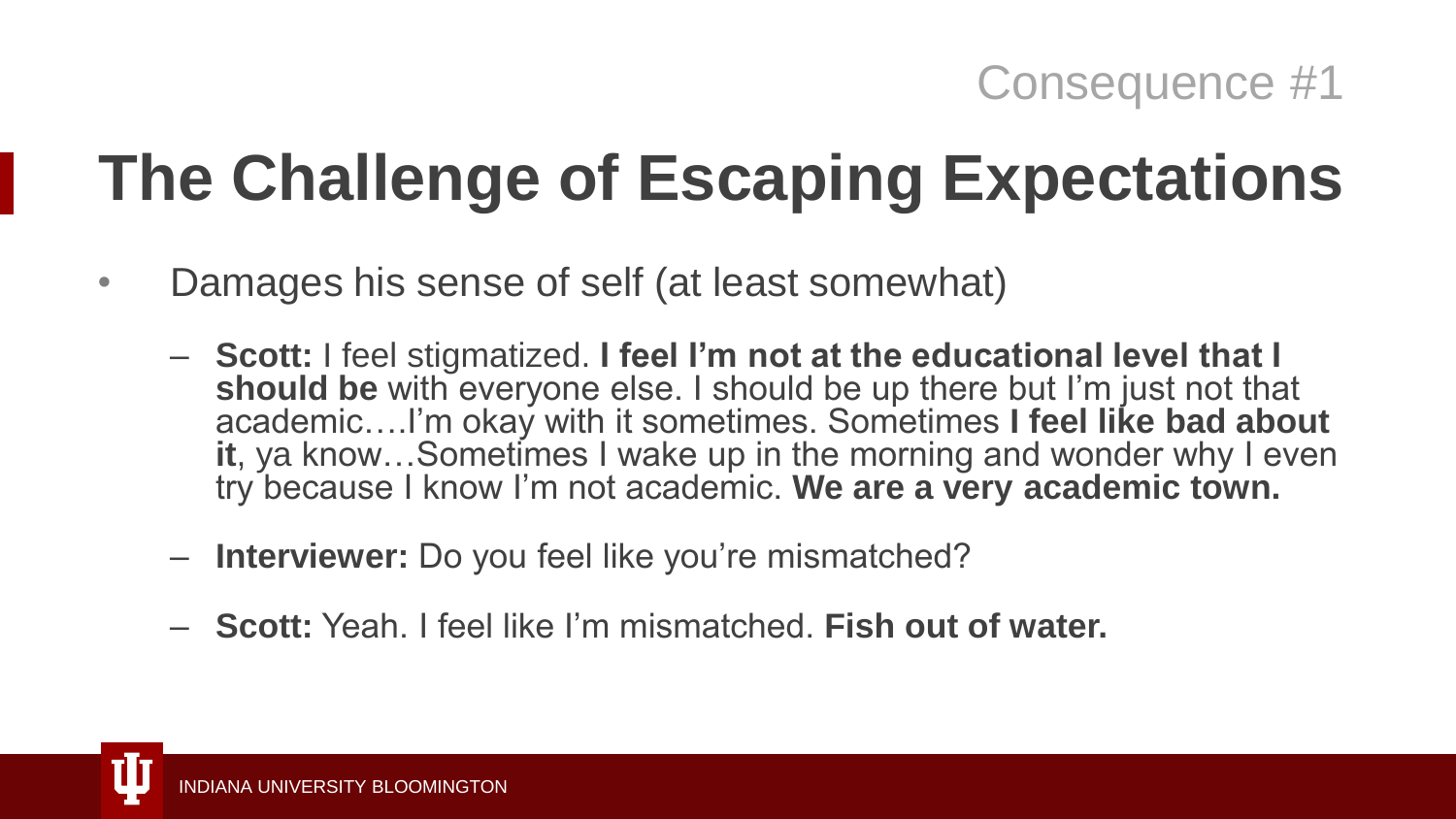Consequence #1

# The Challenge of Escaping Expectations

- Damages his sense of self (at least somewhat)
  - **Scott:** I feel stigmatized. **I feel I'm not at the educational level that I should be** with everyone else. I should be up there but I'm just not that academic….I'm okay with it sometimes. Sometimes **I feel like bad about it**, ya know…Sometimes I wake up in the morning and wonder why I even try because I know I'm not academic. **We are a very academic town.**
  - **Interviewer:** Do you feel like you're mismatched?
  - **Scott:** Yeah. I feel like I'm mismatched. **Fish out of water.**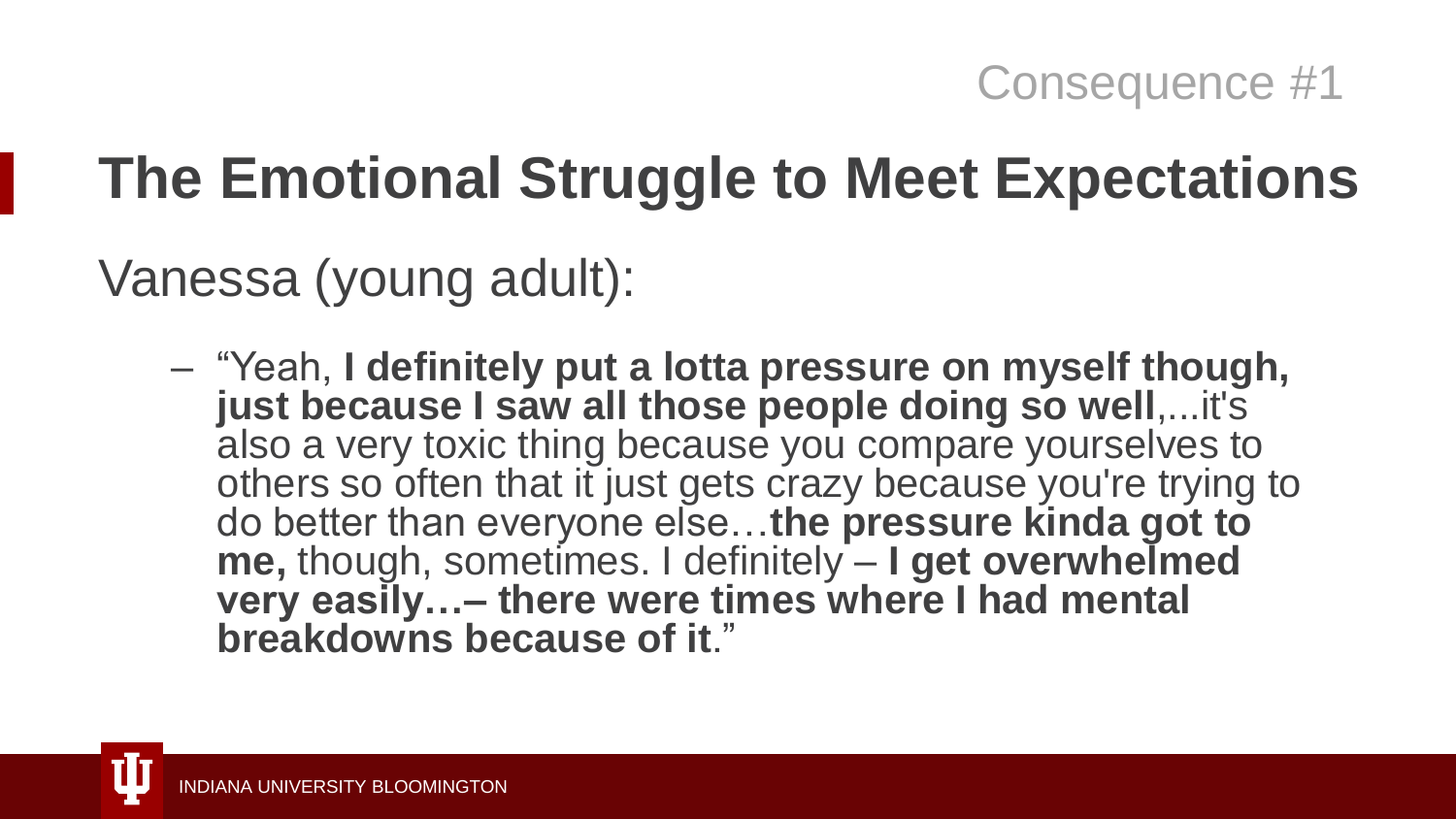Consequence #1

# The Emotional Struggle to Meet Expectations

Vanessa (young adult):

– "Yeah, **I definitely put a lotta pressure on myself though, just because I saw all those people doing so well**,...it's also a very toxic thing because you compare yourselves to others so often that it just gets crazy because you're trying to do better than everyone else…**the pressure kinda got to me,** though, sometimes. I definitely – **I get overwhelmed very easily…– there were times where I had mental breakdowns because of it**."

INDIANA UNIVERSITY BLOOMINGTON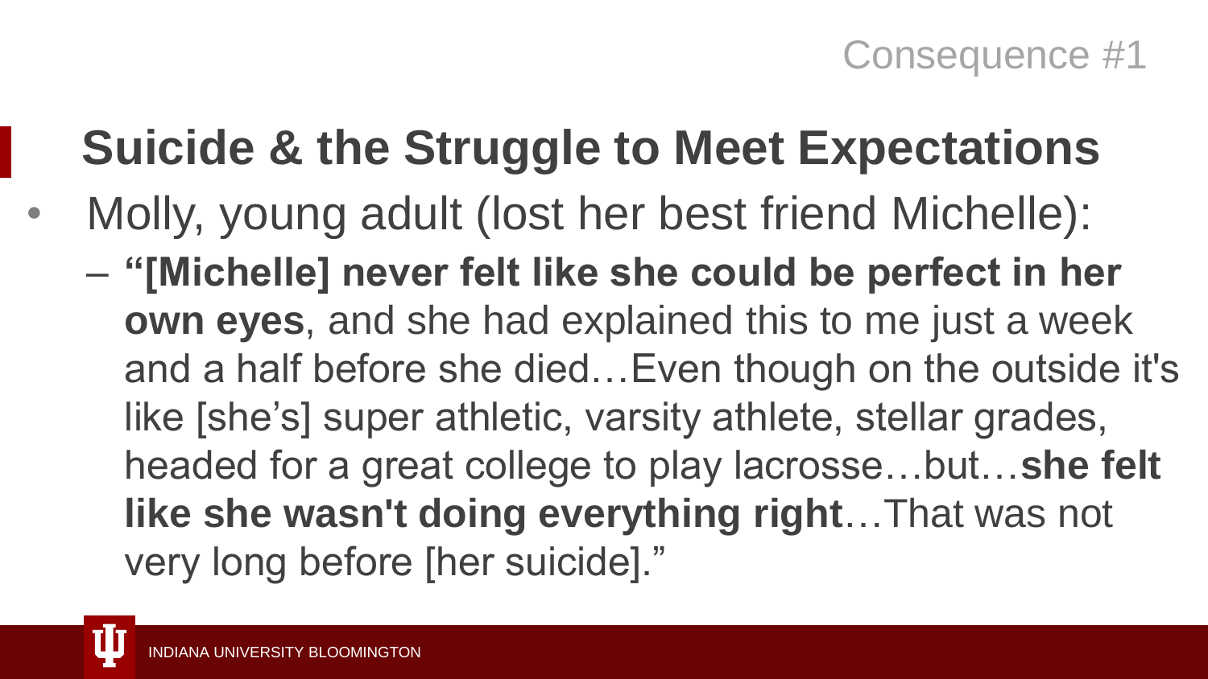Consequence #1

## Suicide & the Struggle to Meet Expectations

- Molly, young adult (lost her best friend Michelle):
  - **"[Michelle] never felt like she could be perfect in her own eyes**, and she had explained this to me just a week and a half before she died…Even though on the outside it's like [she's] super athletic, varsity athlete, stellar grades, headed for a great college to play lacrosse…but…**she felt like she wasn't doing everything right**…That was not very long before [her suicide]."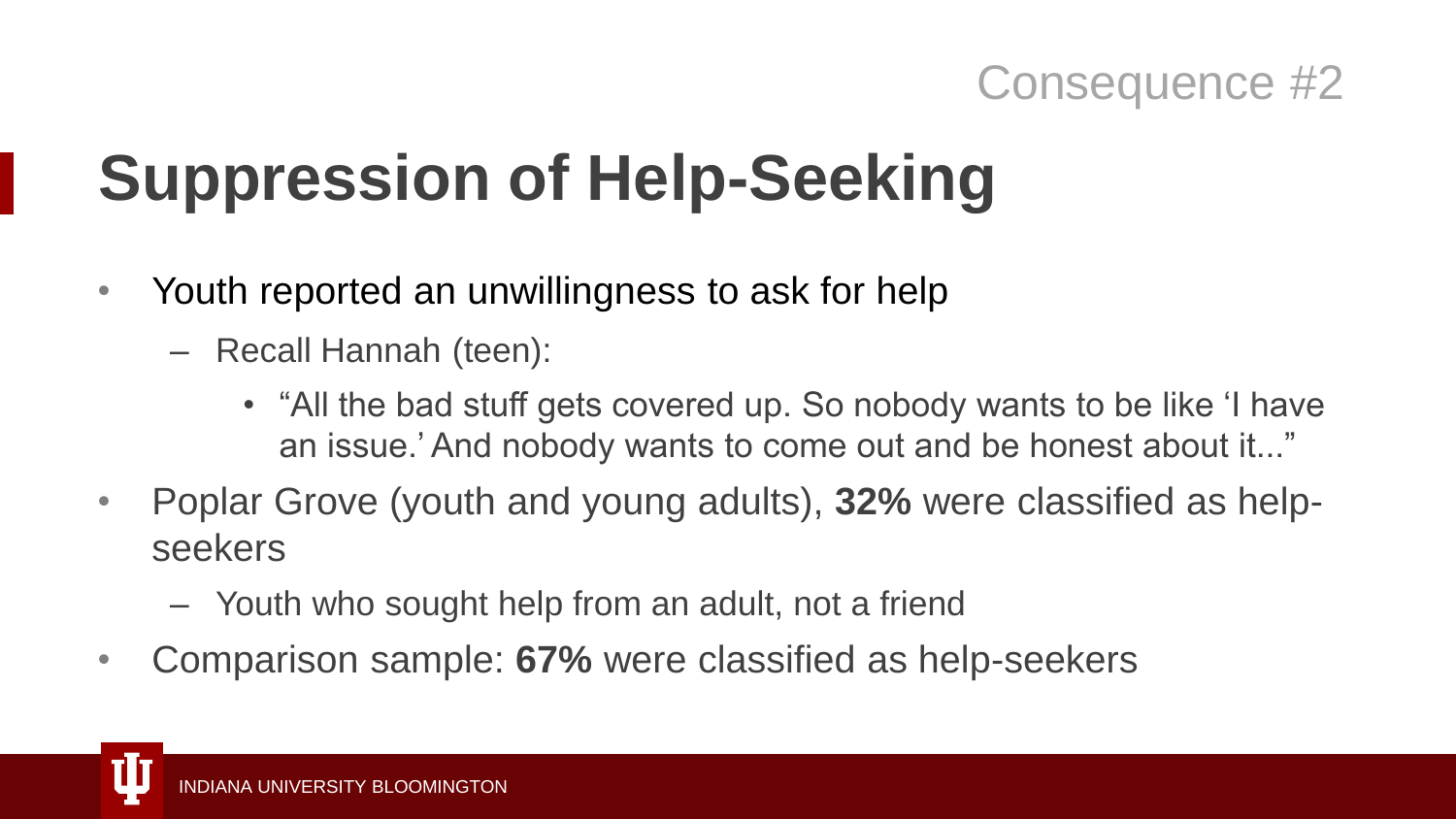Consequence #2

# Suppression of Help-Seeking

- Youth reported an unwillingness to ask for help
  - Recall Hannah (teen):
    - "All the bad stuff gets covered up. So nobody wants to be like 'I have an issue.' And nobody wants to come out and be honest about it..."
- Poplar Grove (youth and young adults), **32%** were classified as help-seekers
  - Youth who sought help from an adult, not a friend
- Comparison sample: **67%** were classified as help-seekers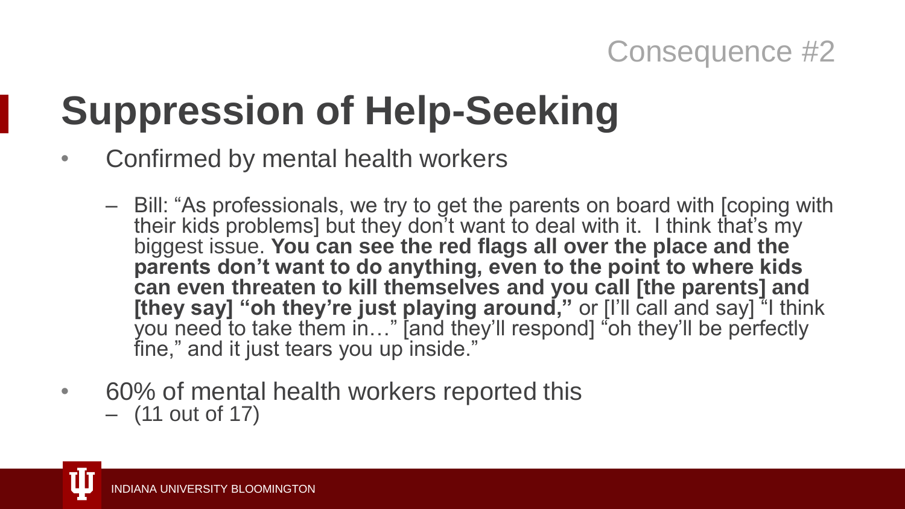Consequence #2

# Suppression of Help-Seeking

- Confirmed by mental health workers
  - Bill: "As professionals, we try to get the parents on board with [coping with their kids problems] but they don't want to deal with it. I think that's my biggest issue. **You can see the red flags all over the place and the parents don't want to do anything, even to the point to where kids can even threaten to kill themselves and you call [the parents] and [they say] "oh they're just playing around,"** or [I'll call and say] "I think you need to take them in…" [and they'll respond] "oh they'll be perfectly fine," and it just tears you up inside."
- 60% of mental health workers reported this
  - (11 out of 17)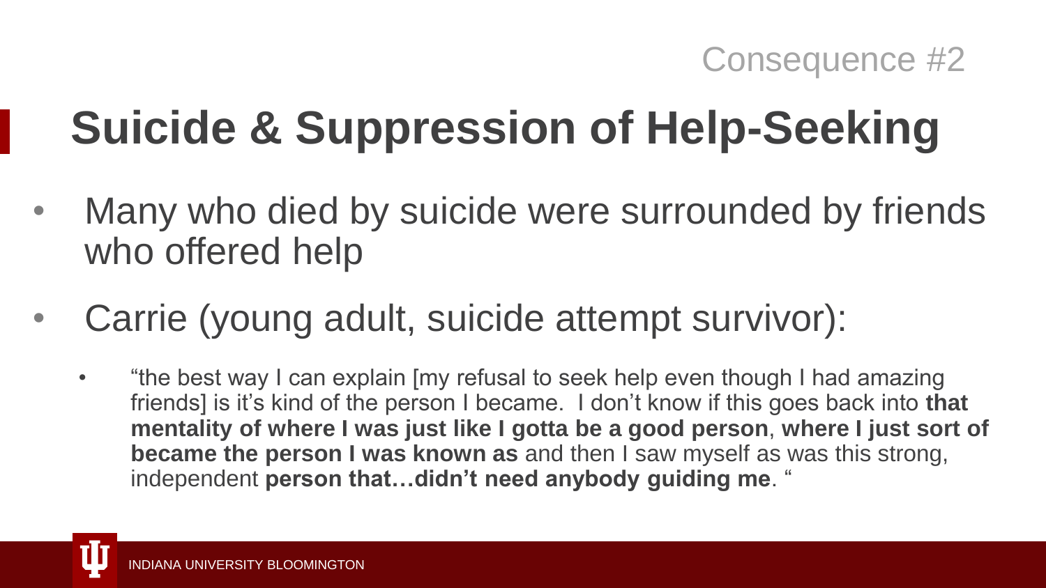Consequence #2

# Suicide & Suppression of Help-Seeking

- Many who died by suicide were surrounded by friends who offered help
- Carrie (young adult, suicide attempt survivor):
  - "the best way I can explain [my refusal to seek help even though I had amazing friends] is it's kind of the person I became. I don't know if this goes back into **that mentality of where I was just like I gotta be a good person**, **where I just sort of became the person I was known as** and then I saw myself as was this strong, independent **person that…didn't need anybody guiding me**. "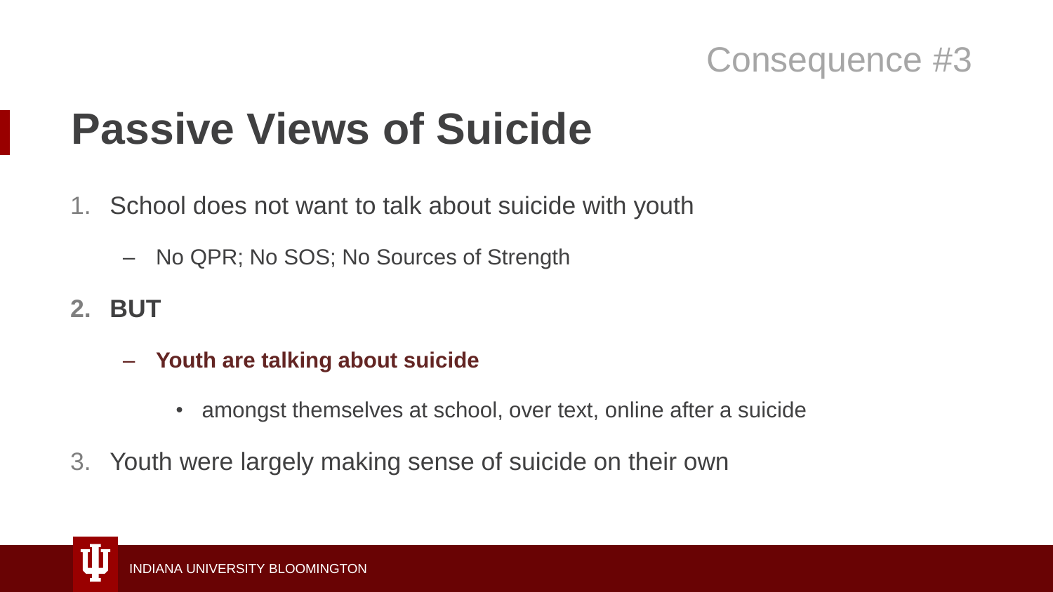Consequence #3

# Passive Views of Suicide

1. School does not want to talk about suicide with youth
   - No QPR; No SOS; No Sources of Strength
2. **BUT**
   - **Youth are talking about suicide**
     - amongst themselves at school, over text, online after a suicide
3. Youth were largely making sense of suicide on their own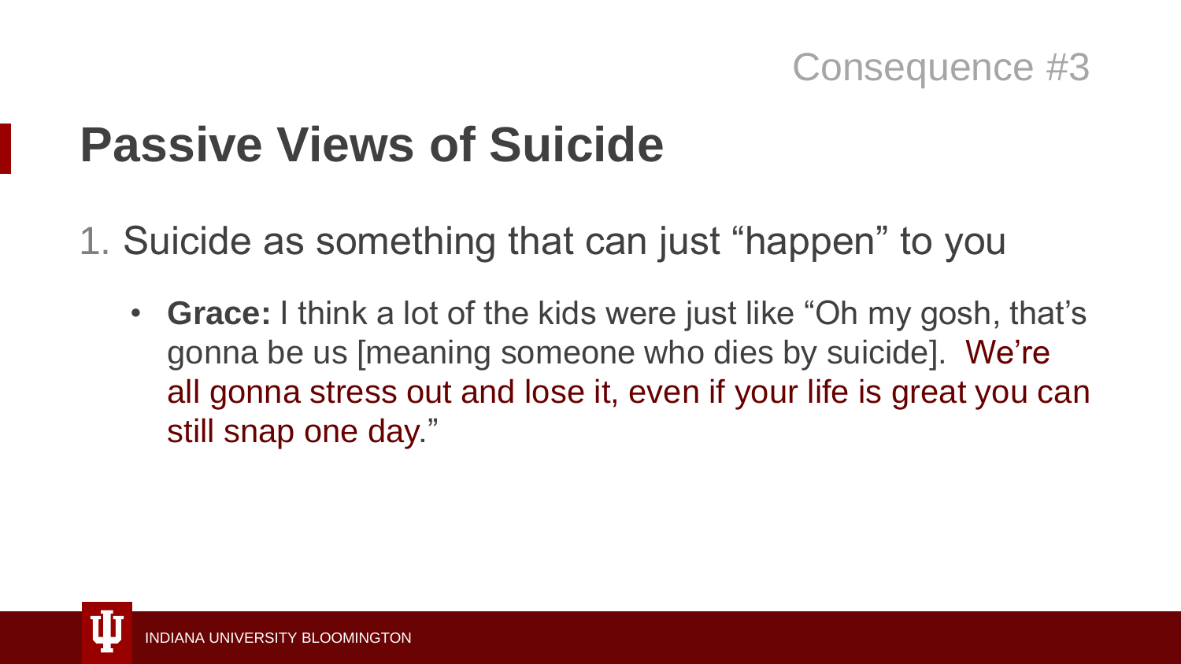Consequence #3

# Passive Views of Suicide

1. Suicide as something that can just “happen” to you

   - **Grace:** I think a lot of the kids were just like “Oh my gosh, that’s gonna be us [meaning someone who dies by suicide]. We’re all gonna stress out and lose it, even if your life is great you can still snap one day.”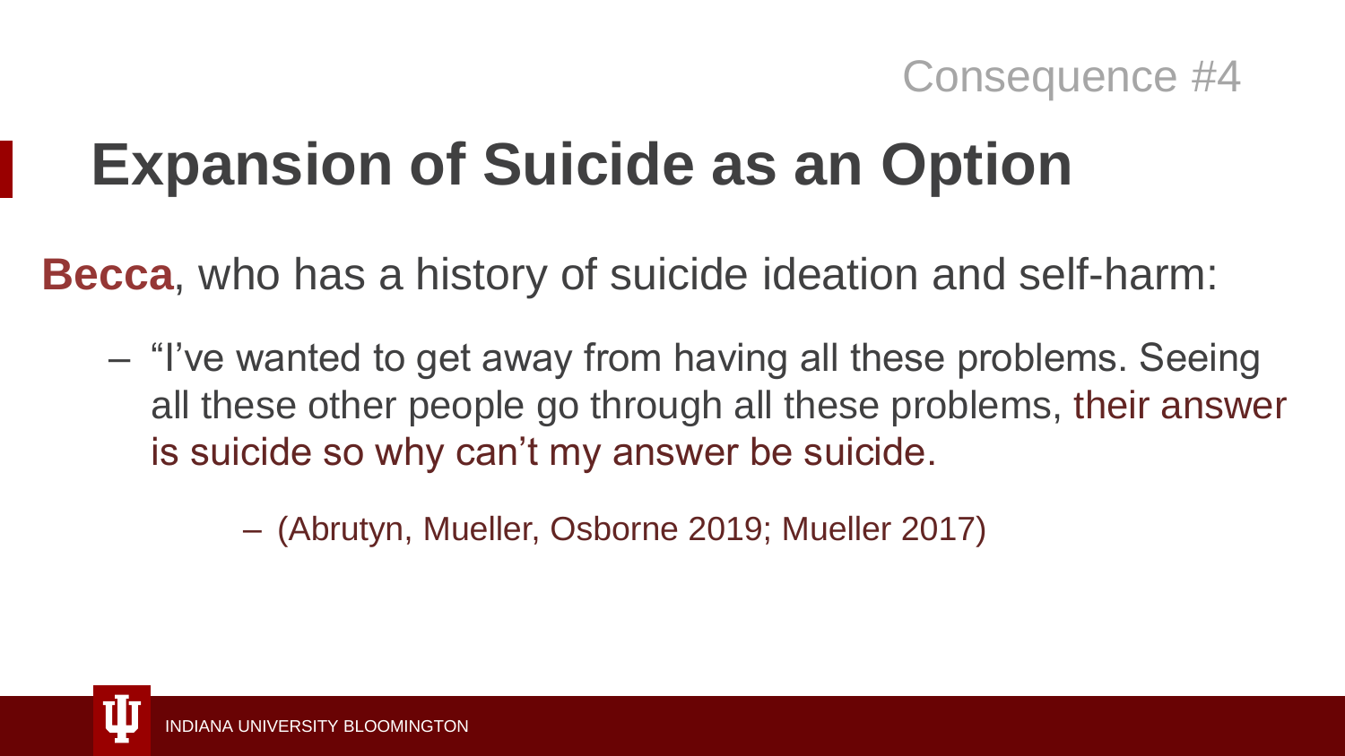Consequence #4

# Expansion of Suicide as an Option

**Becca**, who has a history of suicide ideation and self-harm:

- "I've wanted to get away from having all these problems. Seeing all these other people go through all these problems, their answer is suicide so why can't my answer be suicide.
  - (Abrutyn, Mueller, Osborne 2019; Mueller 2017)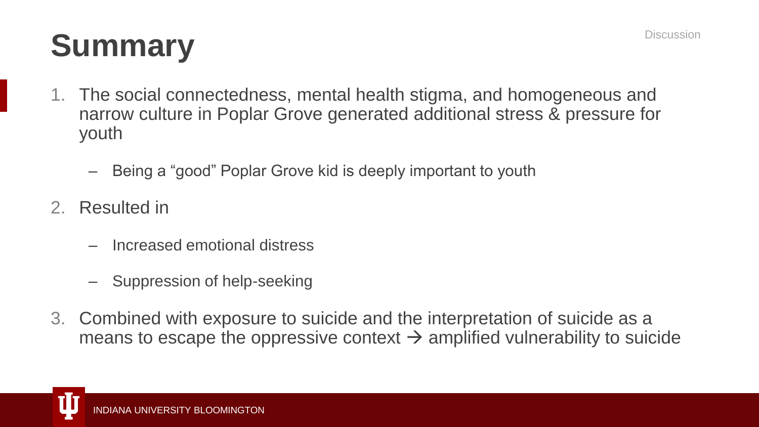# Summary

Discussion

1. The social connectedness, mental health stigma, and homogeneous and narrow culture in Poplar Grove generated additional stress & pressure for youth
   - Being a "good" Poplar Grove kid is deeply important to youth
2. Resulted in
   - Increased emotional distress
   - Suppression of help-seeking
3. Combined with exposure to suicide and the interpretation of suicide as a means to escape the oppressive context → amplified vulnerability to suicide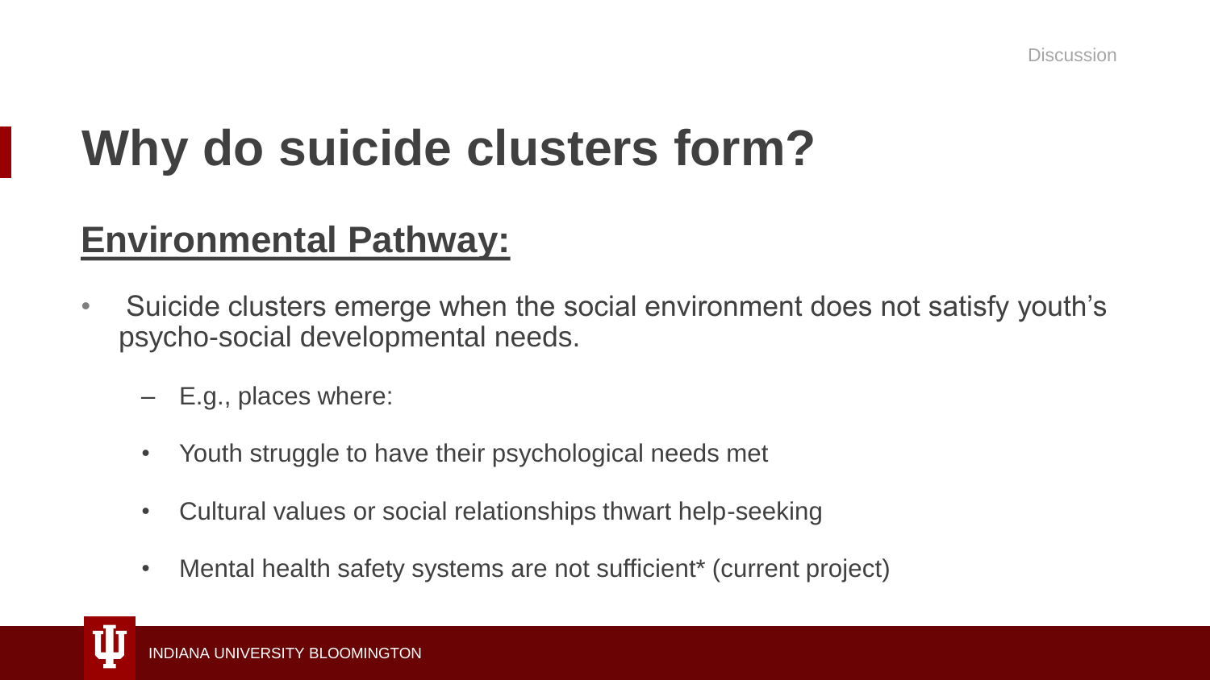# Why do suicide clusters form?

## Environmental Pathway:

- Suicide clusters emerge when the social environment does not satisfy youth's psycho-social developmental needs.
  - E.g., places where:
    - Youth struggle to have their psychological needs met
    - Cultural values or social relationships thwart help-seeking
    - Mental health safety systems are not sufficient* (current project)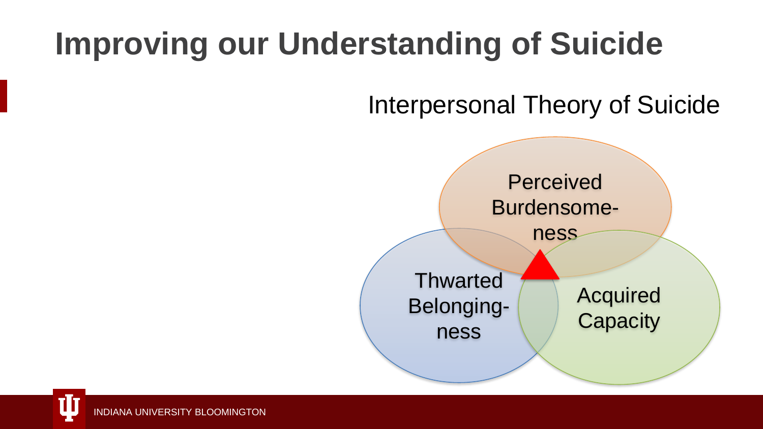# Improving our Understanding of Suicide

## Interpersonal Theory of Suicide

Perceived Burdensome-ness

Thwarted Belonging-ness

Acquired Capacity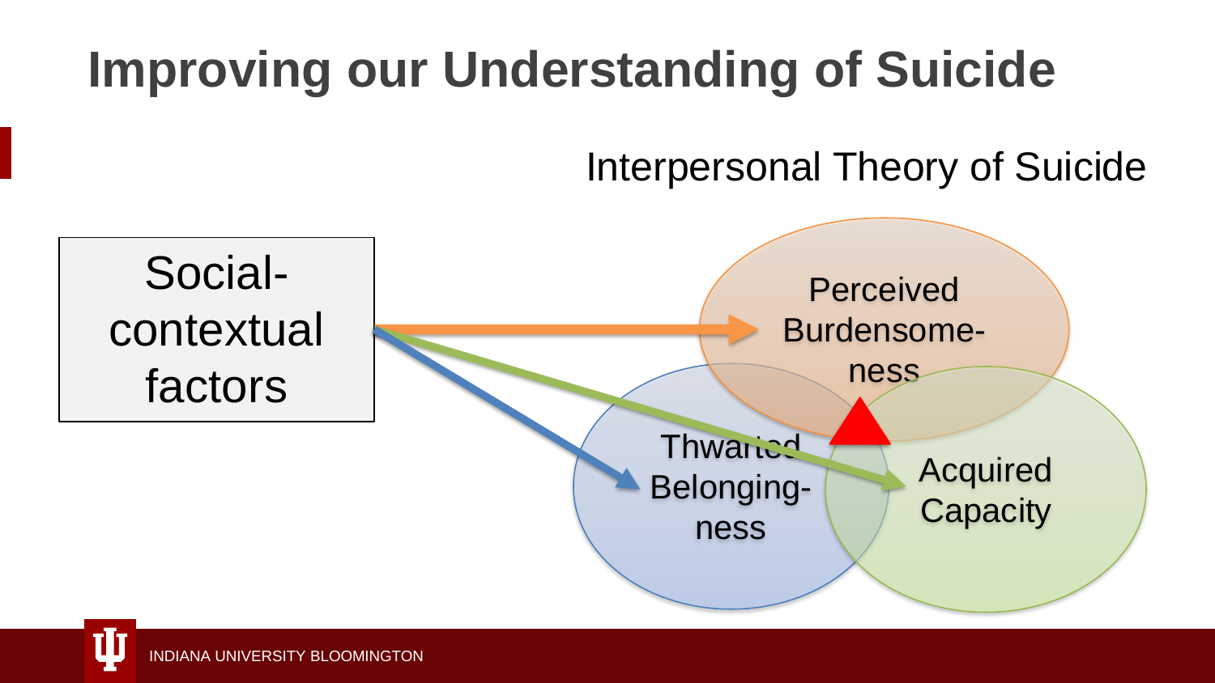# Improving our Understanding of Suicide

Interpersonal Theory of Suicide

Social-contextual factors

Perceived Burdensome-ness

Thwarted Belonging-ness

Acquired Capacity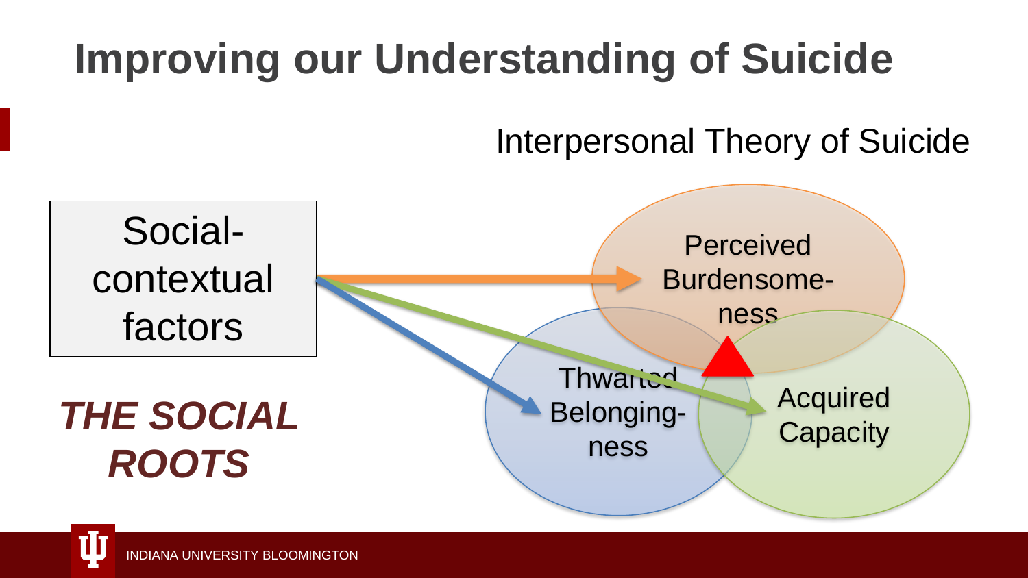# Improving our Understanding of Suicide

Interpersonal Theory of Suicide

Social-contextual factors

***THE SOCIAL ROOTS***

Perceived Burdensome-ness

Thwarted Belonging-ness

Acquired Capacity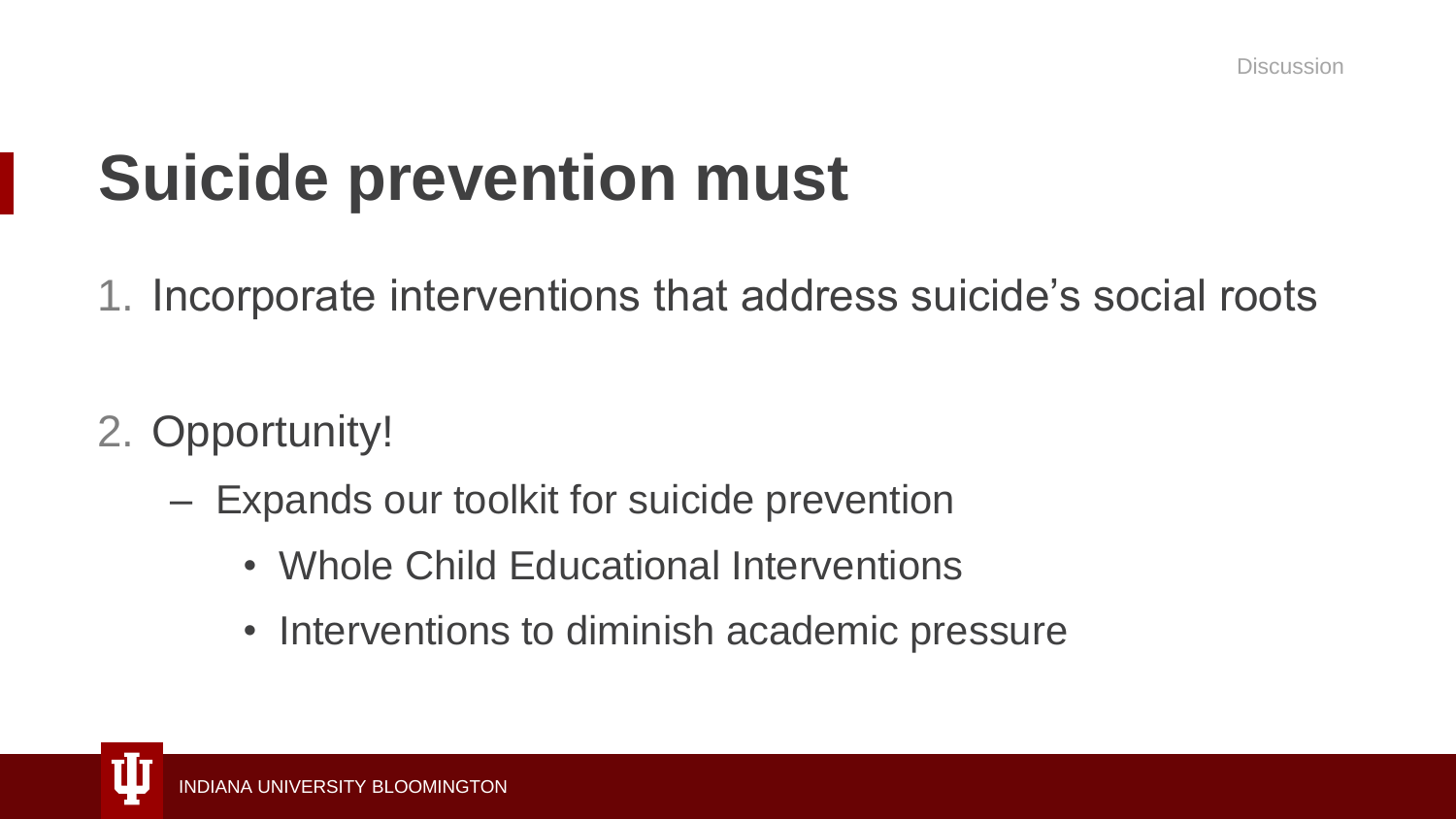# Suicide prevention must

1. Incorporate interventions that address suicide's social roots

2. Opportunity!
   - Expands our toolkit for suicide prevention
     - Whole Child Educational Interventions
     - Interventions to diminish academic pressure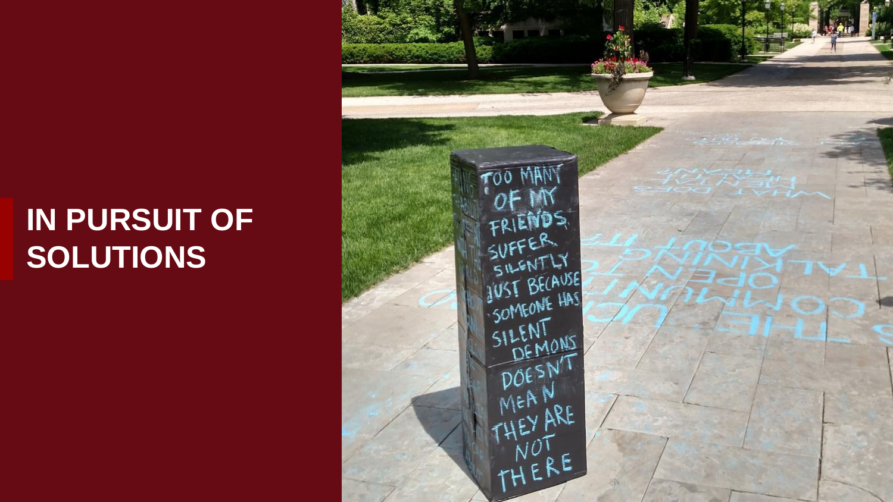# IN PURSUIT OF SOLUTIONS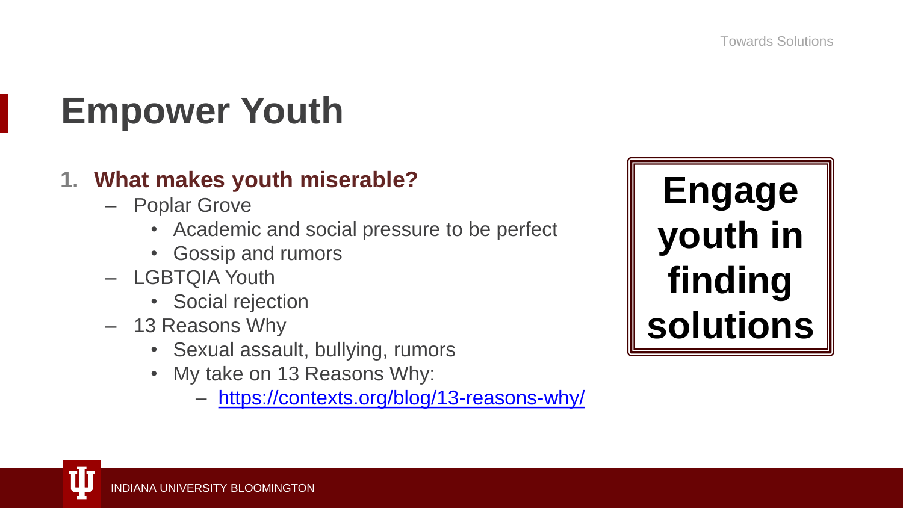# Empower Youth

1. **What makes youth miserable?**
   - Poplar Grove
     - Academic and social pressure to be perfect
     - Gossip and rumors
   - LGBTQIA Youth
     - Social rejection
   - 13 Reasons Why
     - Sexual assault, bullying, rumors
     - My take on 13 Reasons Why:
       - https://contexts.org/blog/13-reasons-why/

**Engage youth in finding solutions**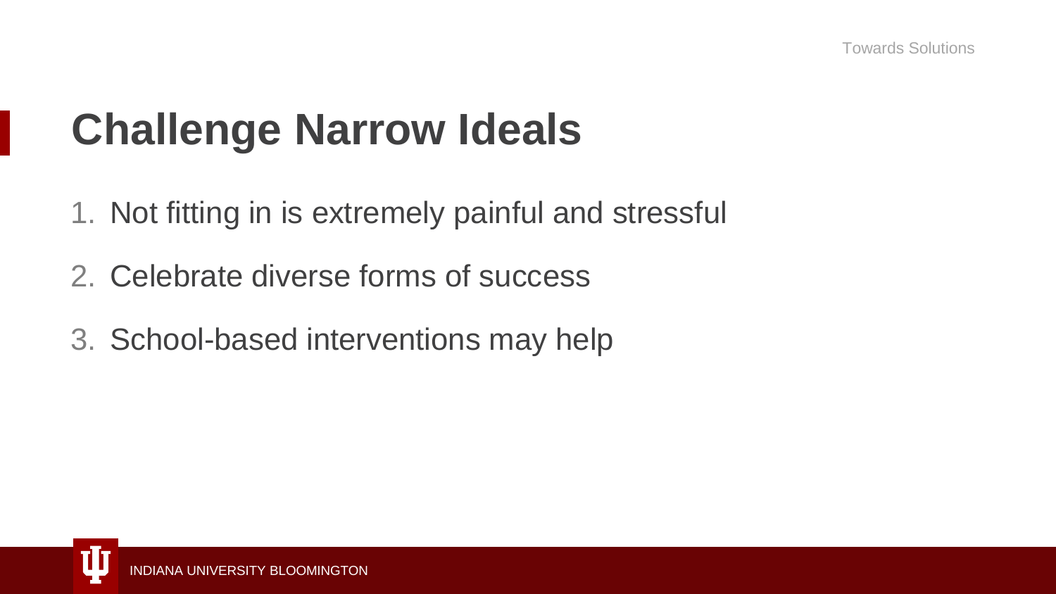Towards Solutions

# Challenge Narrow Ideals

1. Not fitting in is extremely painful and stressful
2. Celebrate diverse forms of success
3. School-based interventions may help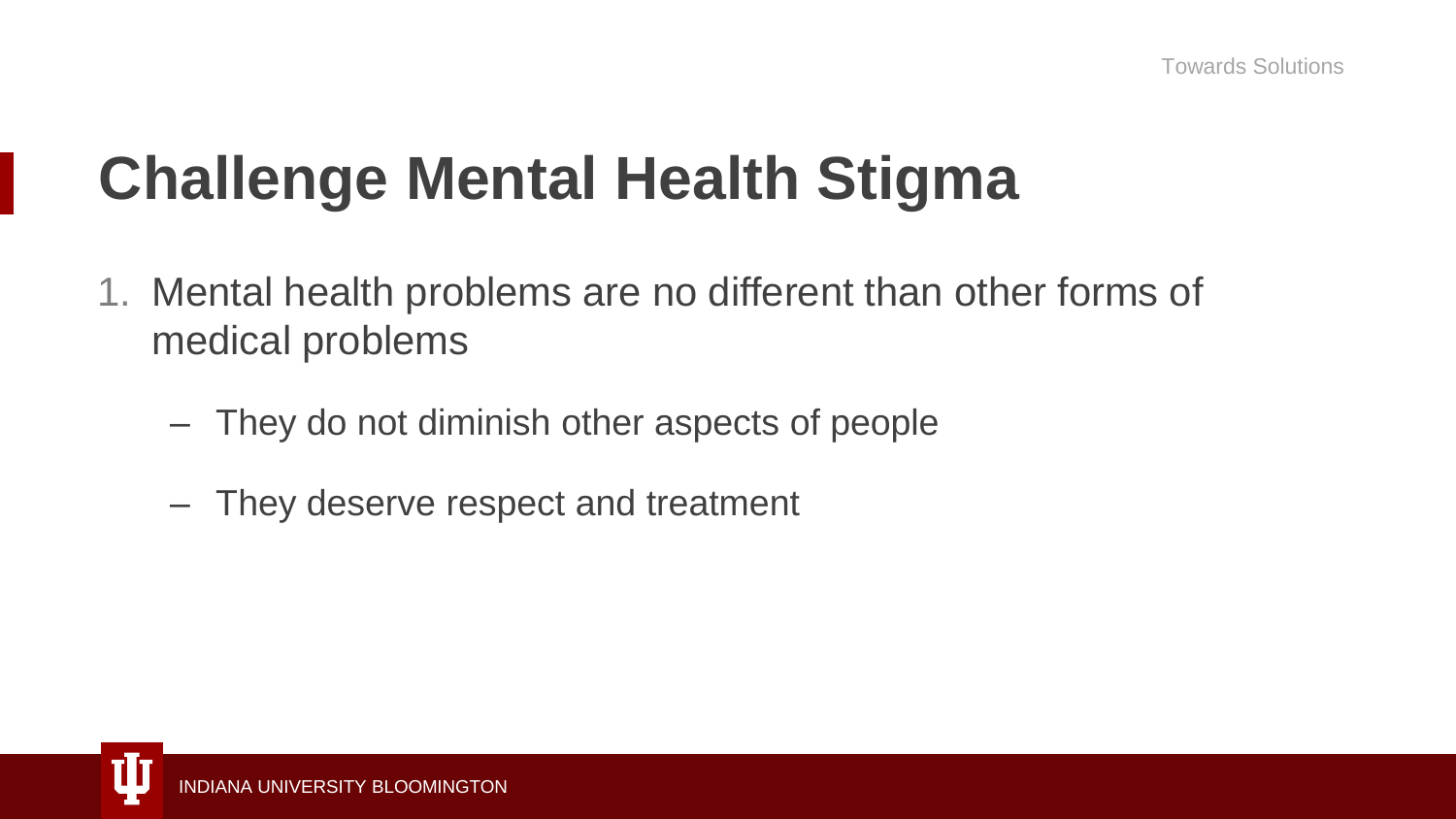# Challenge Mental Health Stigma

1. Mental health problems are no different than other forms of medical problems
   - They do not diminish other aspects of people
   - They deserve respect and treatment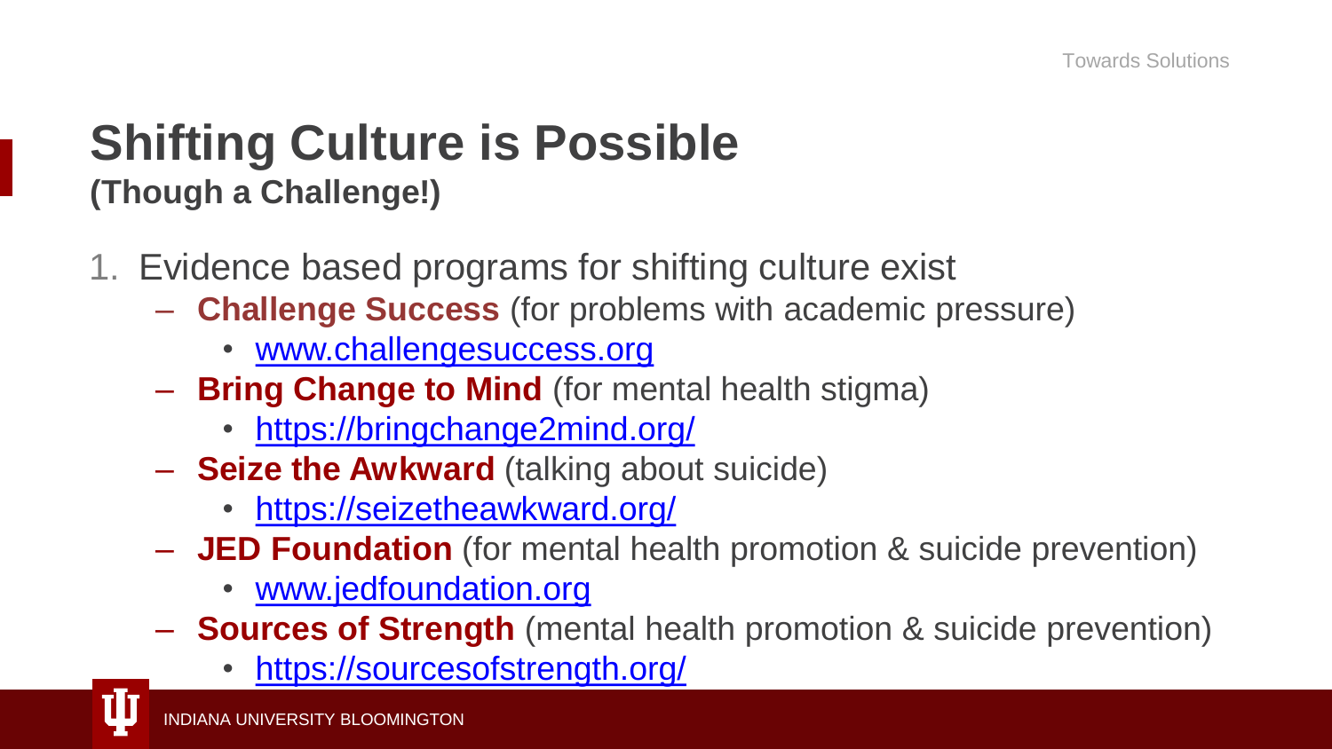# Shifting Culture is Possible
**(Though a Challenge!)**

1. Evidence based programs for shifting culture exist
   - **Challenge Success** (for problems with academic pressure)
     - www.challengesuccess.org
   - **Bring Change to Mind** (for mental health stigma)
     - https://bringchange2mind.org/
   - **Seize the Awkward** (talking about suicide)
     - https://seizetheawkward.org/
   - **JED Foundation** (for mental health promotion & suicide prevention)
     - www.jedfoundation.org
   - **Sources of Strength** (mental health promotion & suicide prevention)
     - https://sourcesofstrength.org/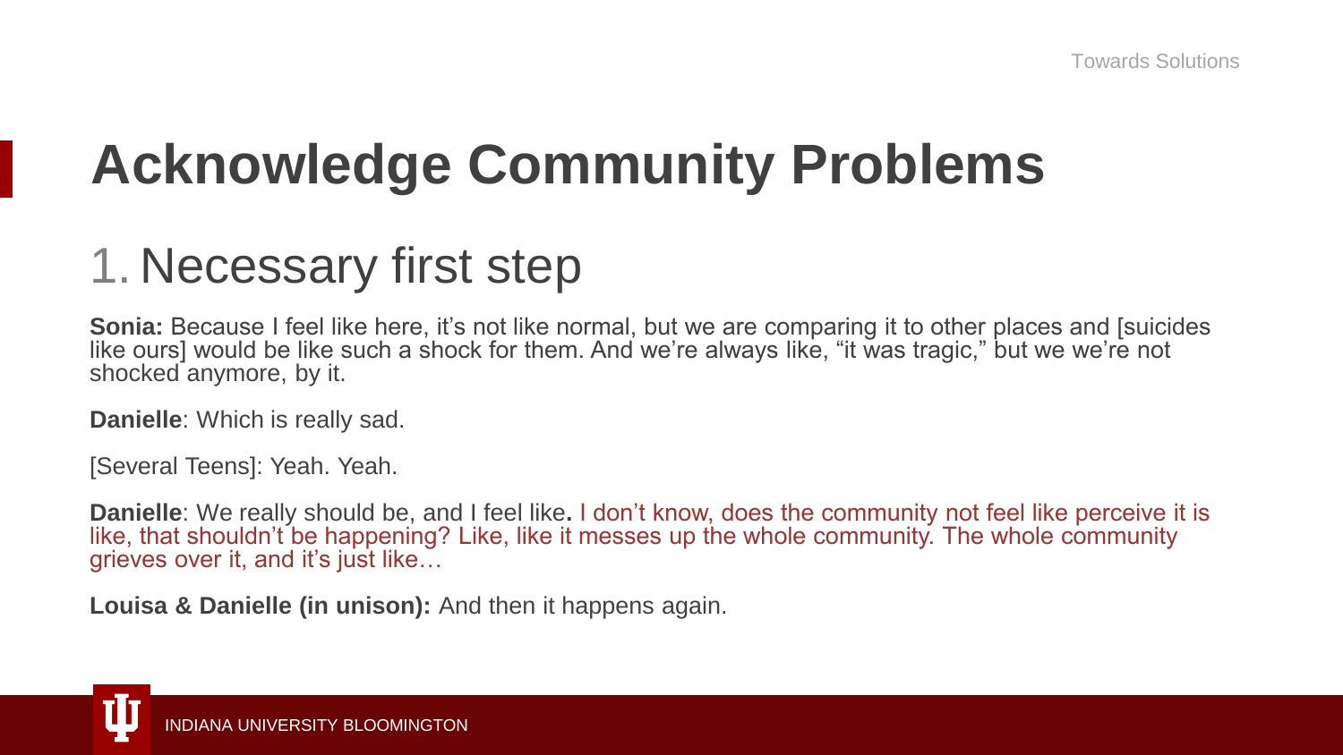# Acknowledge Community Problems

## 1. Necessary first step

**Sonia:** Because I feel like here, it's not like normal, but we are comparing it to other places and [suicides like ours] would be like such a shock for them. And we're always like, "it was tragic," but we we're not shocked anymore, by it.

**Danielle**: Which is really sad.

[Several Teens]: Yeah. Yeah.

**Danielle**: We really should be, and I feel like**.** I don't know, does the community not feel like perceive it is like, that shouldn't be happening? Like, like it messes up the whole community. The whole community grieves over it, and it's just like…

**Louisa & Danielle (in unison):** And then it happens again.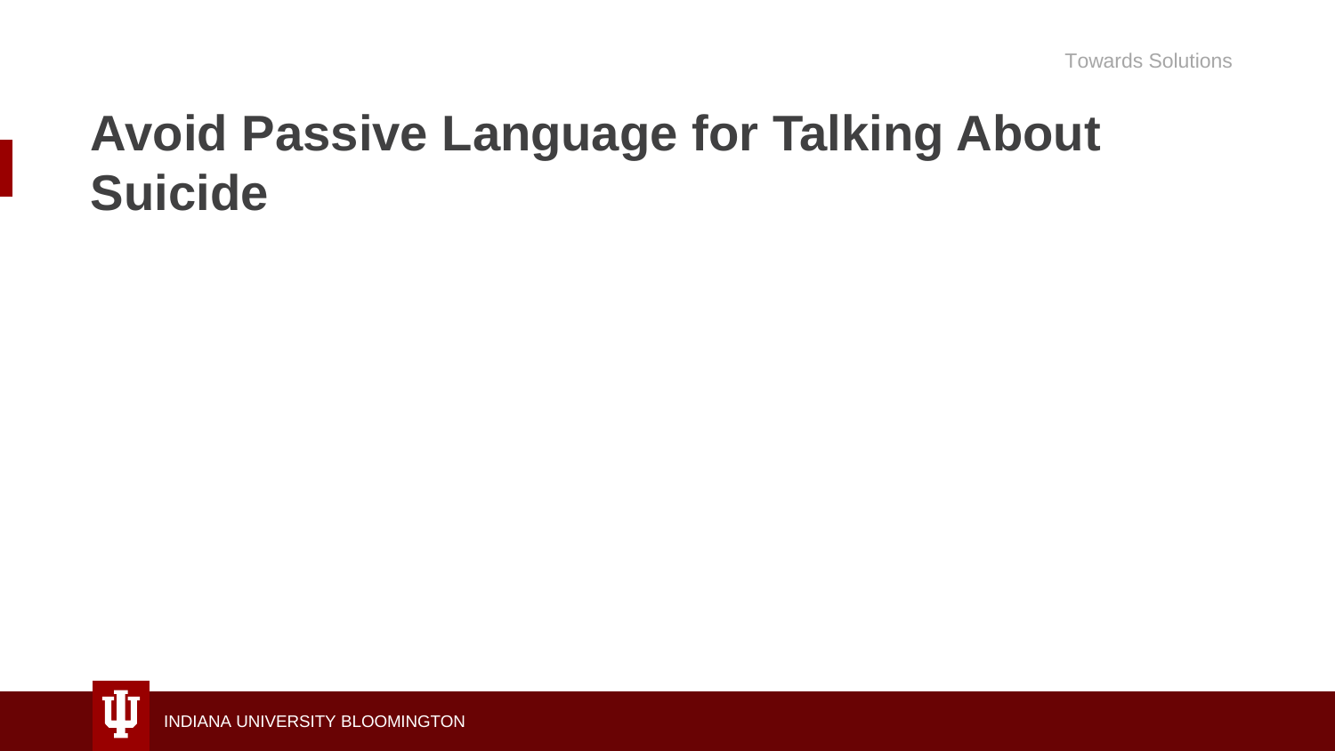# Avoid Passive Language for Talking About Suicide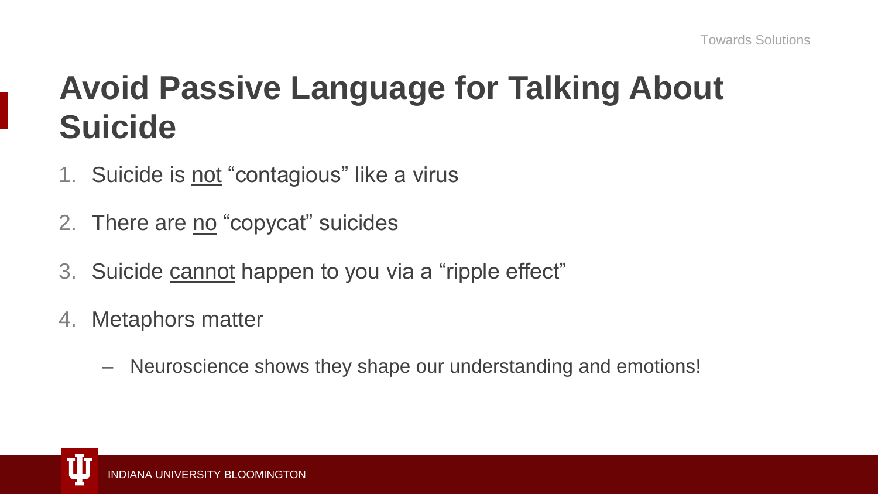# Avoid Passive Language for Talking About Suicide

1. Suicide is <u>not</u> "contagious" like a virus
2. There are <u>no</u> "copycat" suicides
3. Suicide <u>cannot</u> happen to you via a "ripple effect"
4. Metaphors matter
   - Neuroscience shows they shape our understanding and emotions!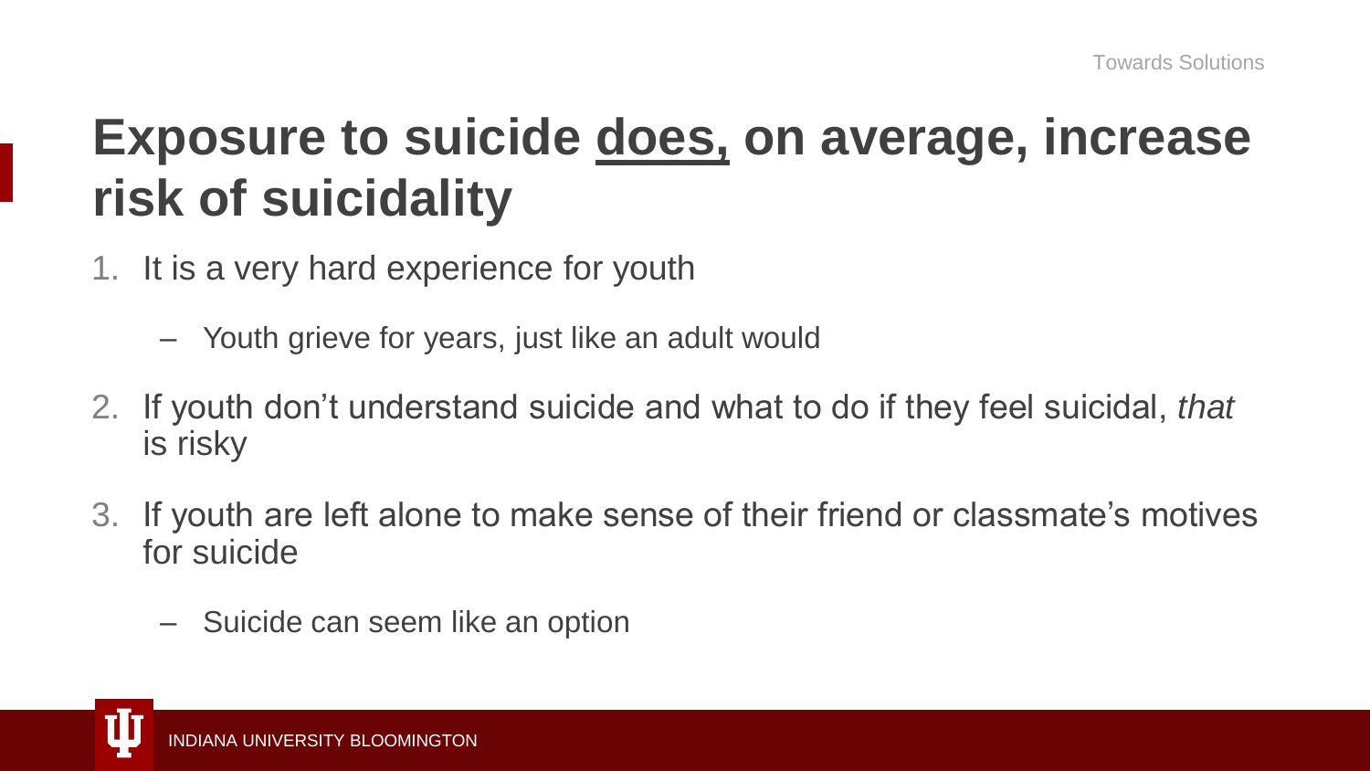# Exposure to suicide <u>does,</u> on average, increase risk of suicidality

1. It is a very hard experience for youth
   - Youth grieve for years, just like an adult would
2. If youth don't understand suicide and what to do if they feel suicidal, *that* is risky
3. If youth are left alone to make sense of their friend or classmate's motives for suicide
   - Suicide can seem like an option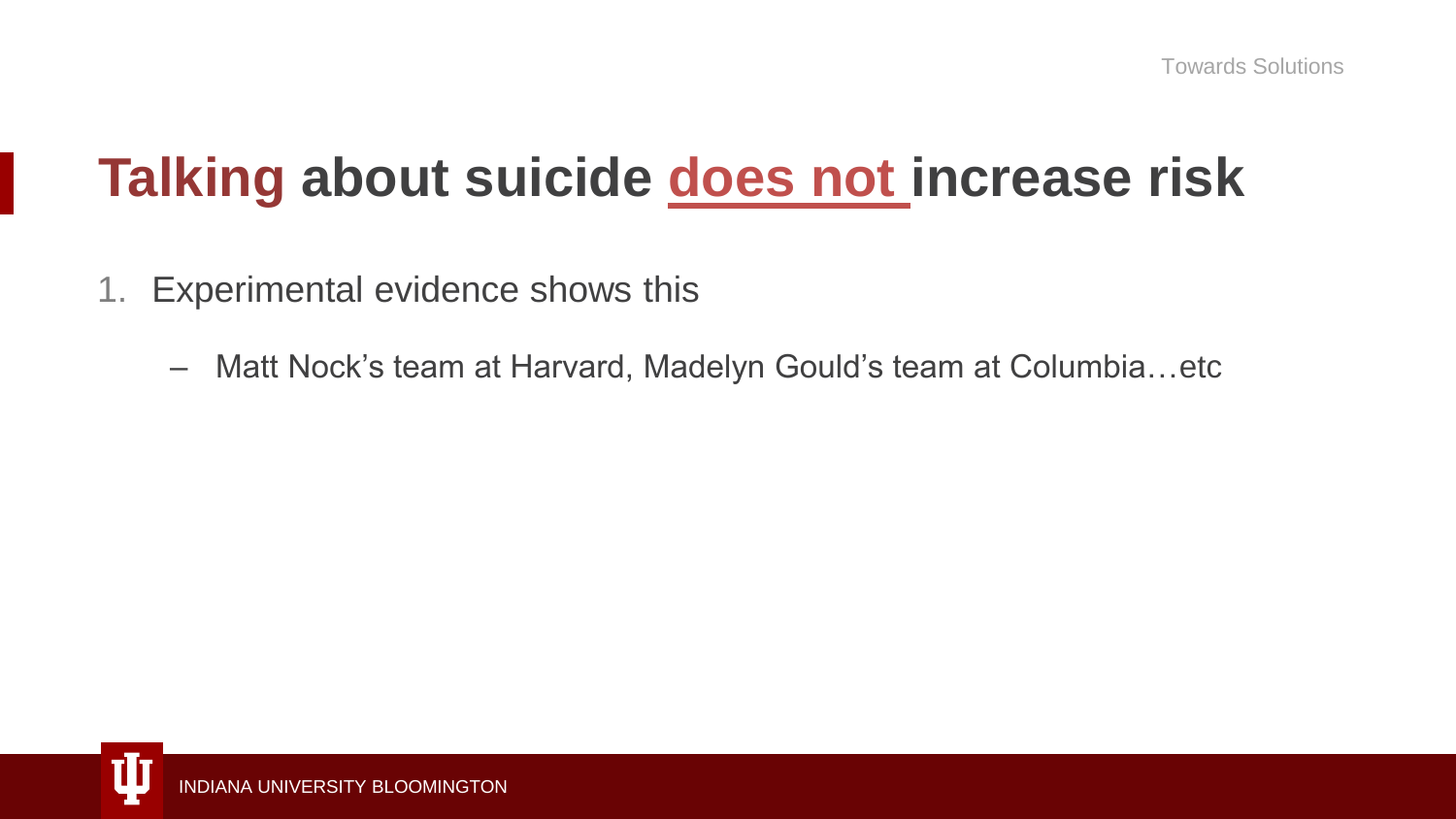# Talking about suicide does not increase risk

1. Experimental evidence shows this
   - Matt Nock's team at Harvard, Madelyn Gould's team at Columbia…etc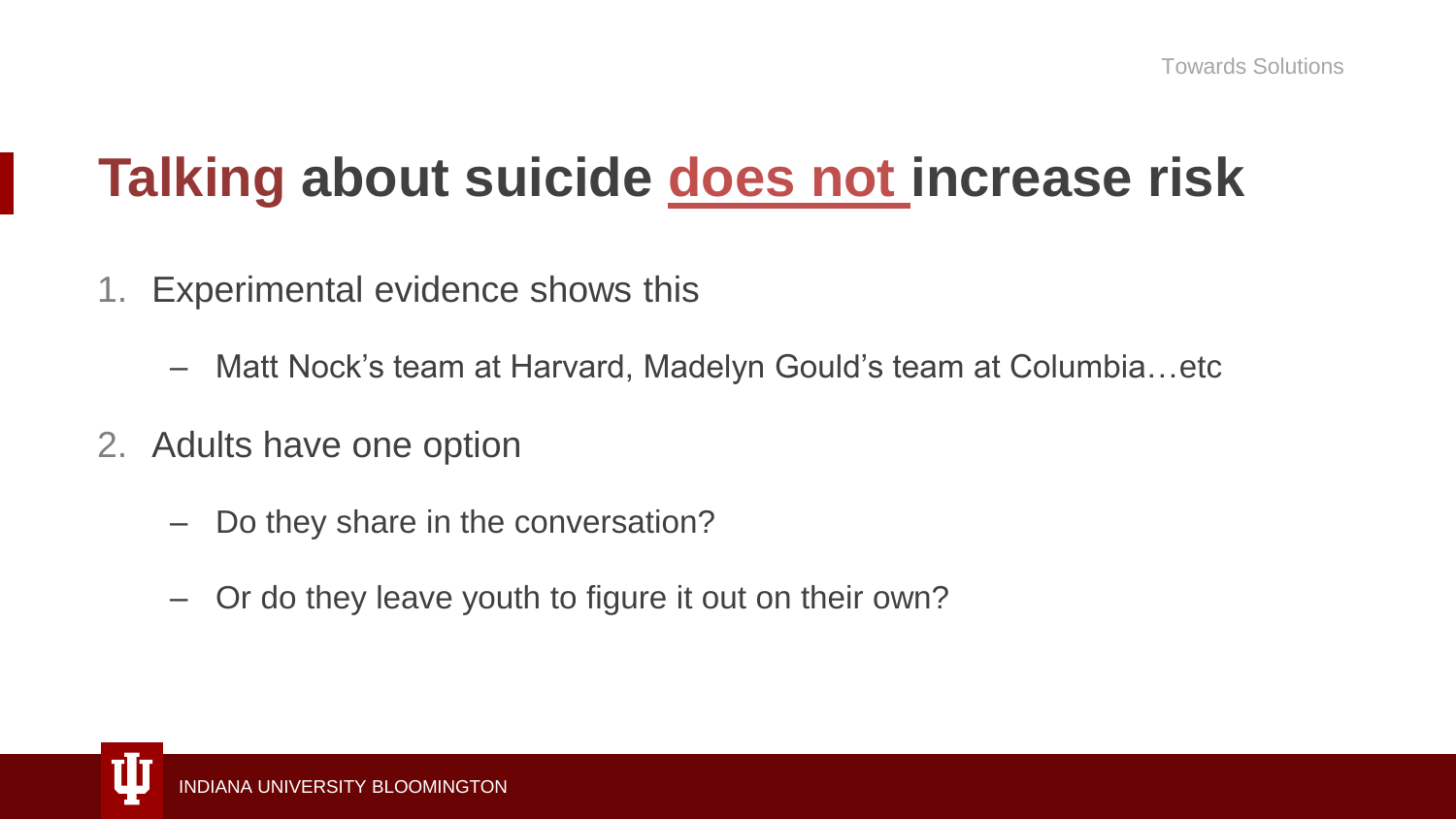# Talking about suicide does not increase risk

1. Experimental evidence shows this
   - Matt Nock's team at Harvard, Madelyn Gould's team at Columbia…etc
2. Adults have one option
   - Do they share in the conversation?
   - Or do they leave youth to figure it out on their own?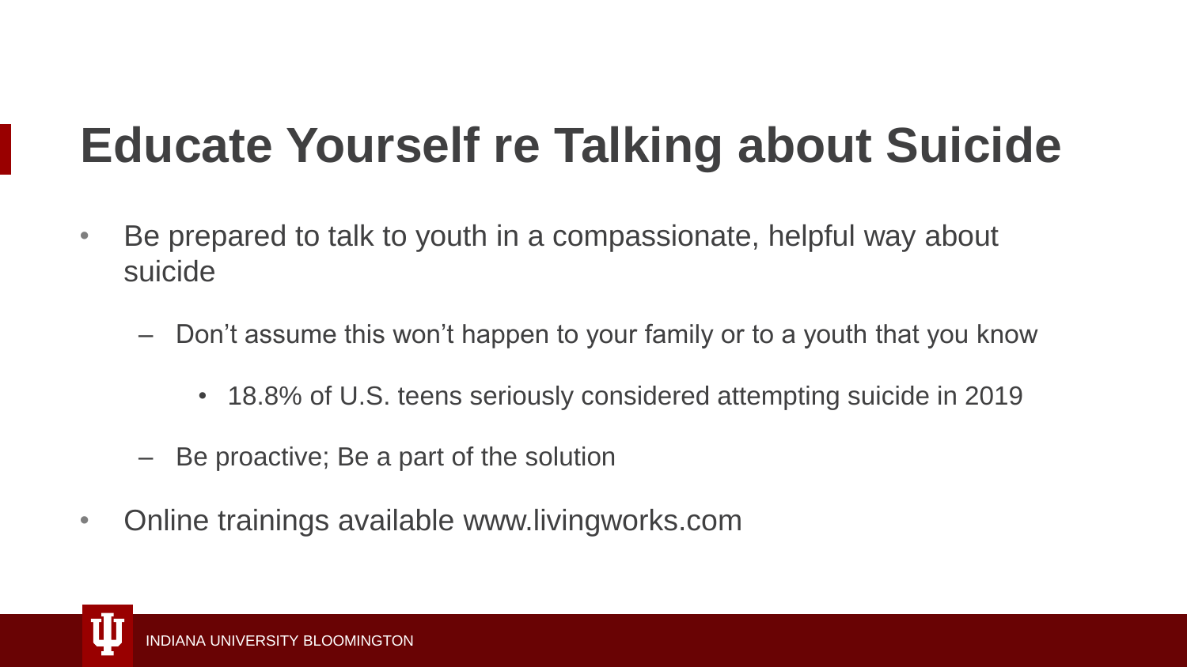# Educate Yourself re Talking about Suicide

- Be prepared to talk to youth in a compassionate, helpful way about suicide
  - Don't assume this won't happen to your family or to a youth that you know
    - 18.8% of U.S. teens seriously considered attempting suicide in 2019
  - Be proactive; Be a part of the solution
- Online trainings available www.livingworks.com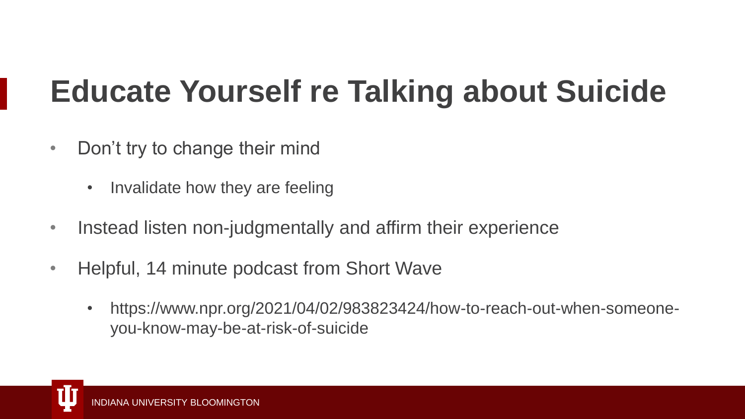# Educate Yourself re Talking about Suicide

- Don't try to change their mind
  - Invalidate how they are feeling
- Instead listen non-judgmentally and affirm their experience
- Helpful, 14 minute podcast from Short Wave
  - https://www.npr.org/2021/04/02/983823424/how-to-reach-out-when-someone-you-know-may-be-at-risk-of-suicide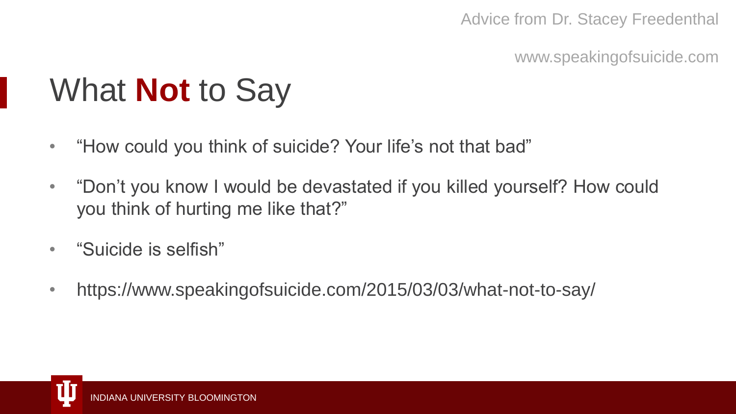Advice from Dr. Stacey Freedenthal

www.speakingofsuicide.com

# What **Not** to Say

- "How could you think of suicide? Your life's not that bad"
- "Don't you know I would be devastated if you killed yourself? How could you think of hurting me like that?"
- "Suicide is selfish"
- https://www.speakingofsuicide.com/2015/03/03/what-not-to-say/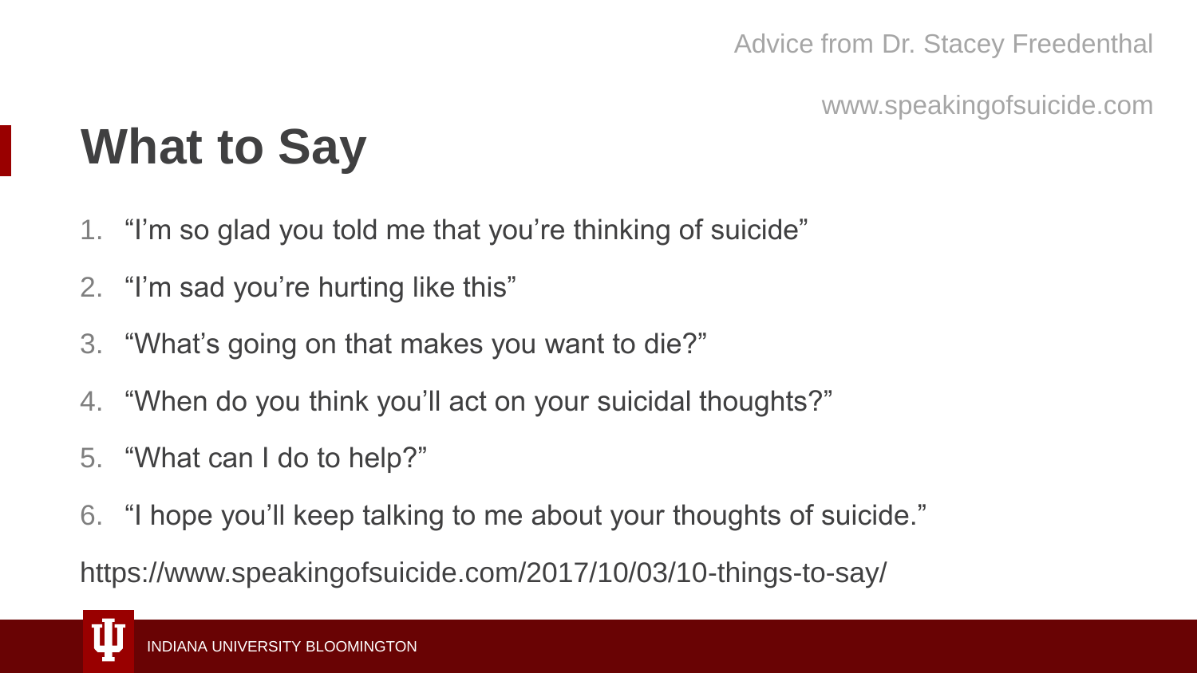Advice from Dr. Stacey Freedenthal

www.speakingofsuicide.com

# What to Say

1. "I'm so glad you told me that you're thinking of suicide"
2. "I'm sad you're hurting like this"
3. "What's going on that makes you want to die?"
4. "When do you think you'll act on your suicidal thoughts?"
5. "What can I do to help?"
6. "I hope you'll keep talking to me about your thoughts of suicide."

https://www.speakingofsuicide.com/2017/10/03/10-things-to-say/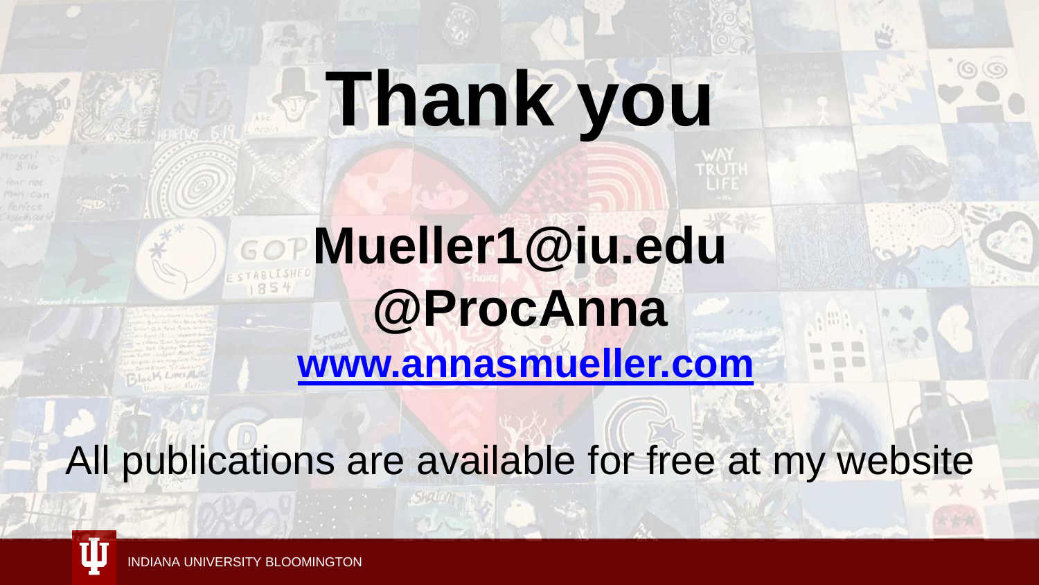# Thank you

**Mueller1@iu.edu**

**@ProcAnna**

**[www.annasmueller.com](http://www.annasmueller.com)**

All publications are available for free at my website

INDIANA UNIVERSITY BLOOMINGTON